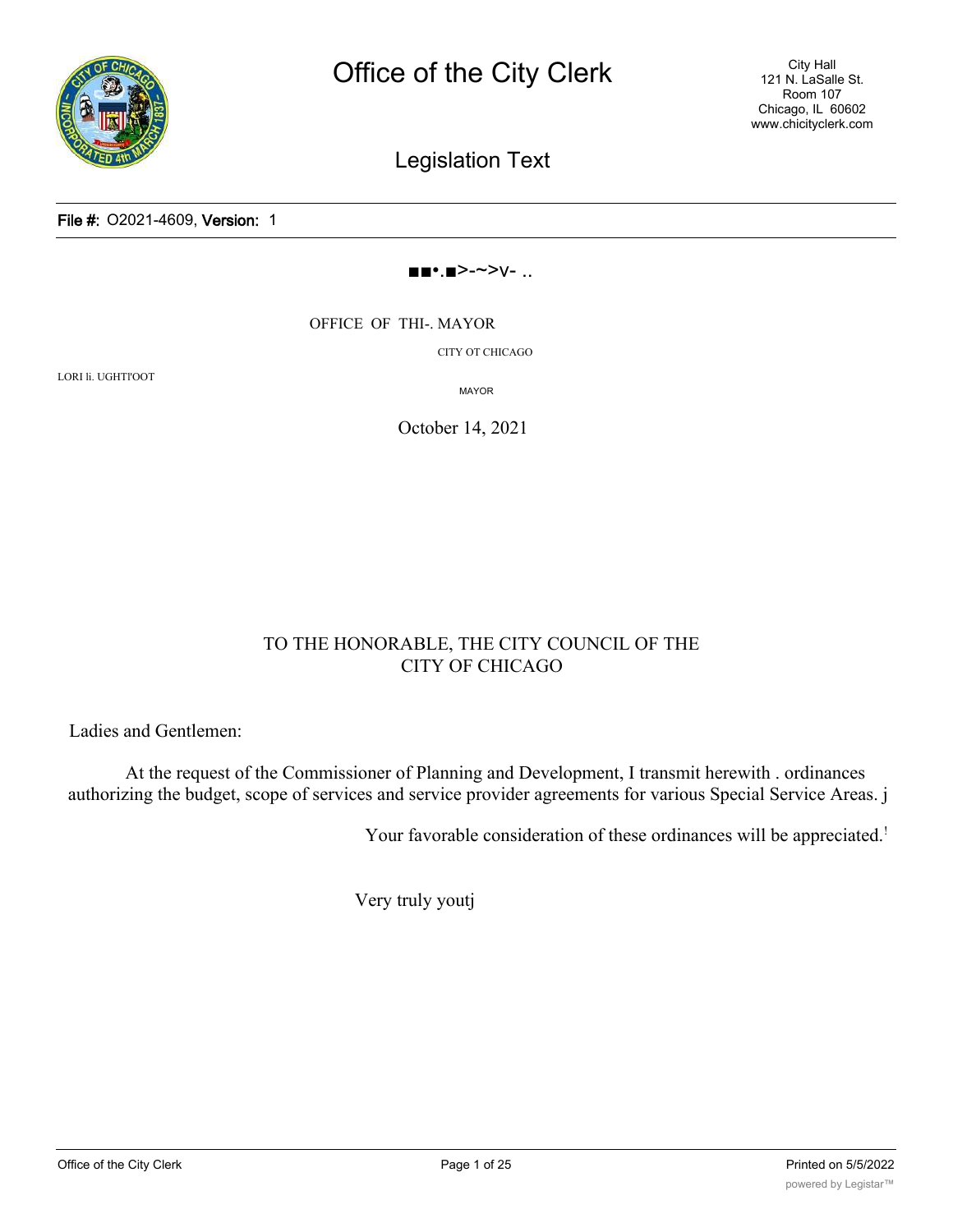# Office of the City Clerk

City Hall
121 N. LaSalle St.
Room 107
Chicago, IL 60602
www.chicityclerk.com

## Legislation Text

**File #:** O2021-4609, **Version:** 1

■■•.■>-~>v- ..

OFFICE OF THI-. MAYOR

CITY OT CHICAGO

LORI li. UGHTI'OOT

MAYOR

October 14, 2021

TO THE HONORABLE, THE CITY COUNCIL OF THE CITY OF CHICAGO

Ladies and Gentlemen:

At the request of the Commissioner of Planning and Development, I transmit herewith . ordinances authorizing the budget, scope of services and service provider agreements for various Special Service Areas. j

Your favorable consideration of these ordinances will be appreciated.'

Very truly youtj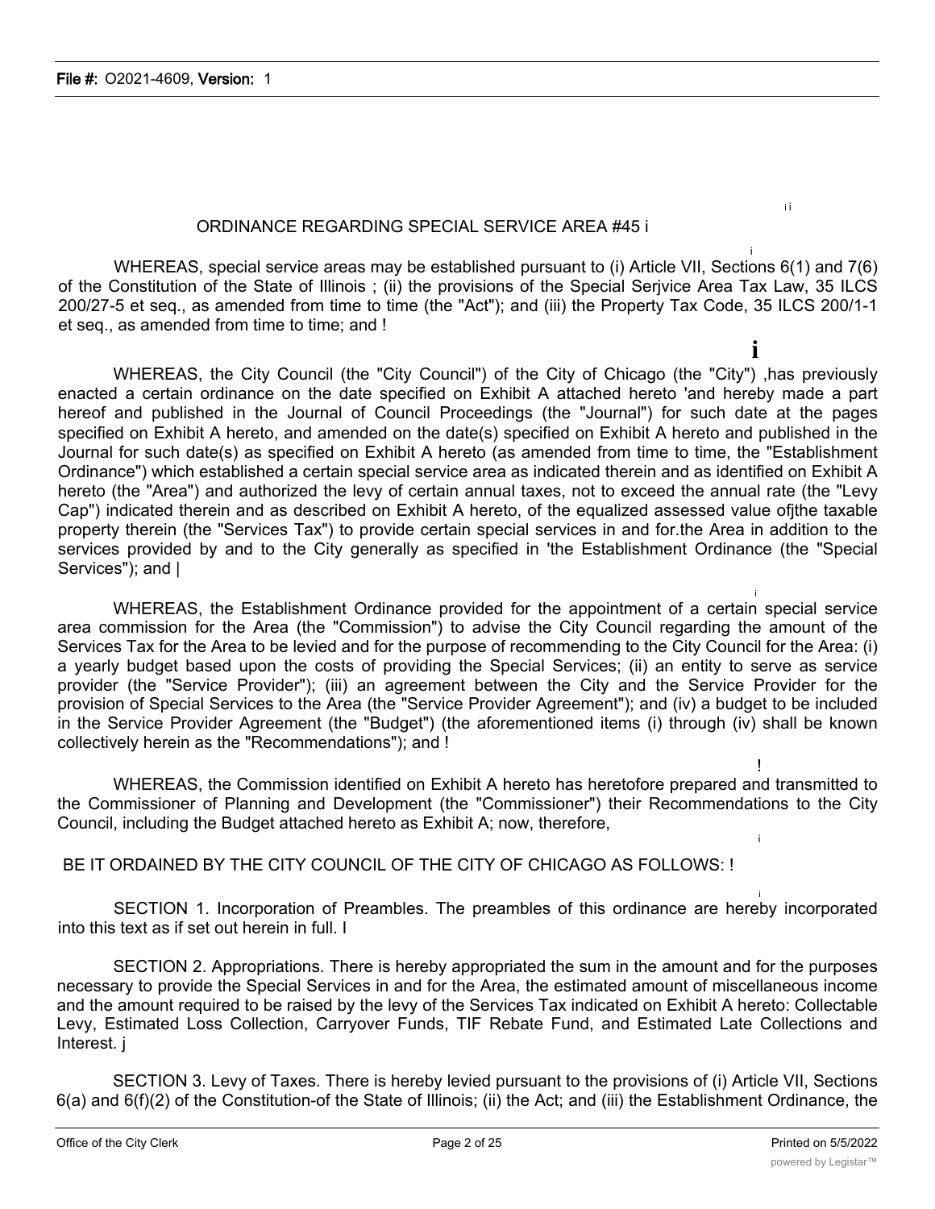ORDINANCE REGARDING SPECIAL SERVICE AREA #45

WHEREAS, special service areas may be established pursuant to (i) Article VII, Sections 6(1) and 7(6) of the Constitution of the State of Illinois ; (ii) the provisions of the Special Serjvice Area Tax Law, 35 ILCS 200/27-5 et seq., as amended from time to time (the "Act"); and (iii) the Property Tax Code, 35 ILCS 200/1-1 et seq., as amended from time to time; and

WHEREAS, the City Council (the "City Council") of the City of Chicago (the "City") ,has previously enacted a certain ordinance on the date specified on Exhibit A attached hereto 'and hereby made a part hereof and published in the Journal of Council Proceedings (the "Journal") for such date at the pages specified on Exhibit A hereto, and amended on the date(s) specified on Exhibit A hereto and published in the Journal for such date(s) as specified on Exhibit A hereto (as amended from time to time, the "Establishment Ordinance") which established a certain special service area as indicated therein and as identified on Exhibit A hereto (the "Area") and authorized the levy of certain annual taxes, not to exceed the annual rate (the "Levy Cap") indicated therein and as described on Exhibit A hereto, of the equalized assessed value ofjthe taxable property therein (the "Services Tax") to provide certain special services in and for.the Area in addition to the services provided by and to the City generally as specified in 'the Establishment Ordinance (the "Special Services"); and

WHEREAS, the Establishment Ordinance provided for the appointment of a certain special service area commission for the Area (the "Commission") to advise the City Council regarding the amount of the Services Tax for the Area to be levied and for the purpose of recommending to the City Council for the Area: (i) a yearly budget based upon the costs of providing the Special Services; (ii) an entity to serve as service provider (the "Service Provider"); (iii) an agreement between the City and the Service Provider for the provision of Special Services to the Area (the "Service Provider Agreement"); and (iv) a budget to be included in the Service Provider Agreement (the "Budget") (the aforementioned items (i) through (iv) shall be known collectively herein as the "Recommendations"); and

WHEREAS, the Commission identified on Exhibit A hereto has heretofore prepared and transmitted to the Commissioner of Planning and Development (the "Commissioner") their Recommendations to the City Council, including the Budget attached hereto as Exhibit A; now, therefore,

BE IT ORDAINED BY THE CITY COUNCIL OF THE CITY OF CHICAGO AS FOLLOWS:

SECTION 1. Incorporation of Preambles. The preambles of this ordinance are hereby incorporated into this text as if set out herein in full.

SECTION 2. Appropriations. There is hereby appropriated the sum in the amount and for the purposes necessary to provide the Special Services in and for the Area, the estimated amount of miscellaneous income and the amount required to be raised by the levy of the Services Tax indicated on Exhibit A hereto: Collectable Levy, Estimated Loss Collection, Carryover Funds, TIF Rebate Fund, and Estimated Late Collections and Interest.

SECTION 3. Levy of Taxes. There is hereby levied pursuant to the provisions of (i) Article VII, Sections 6(a) and 6(f)(2) of the Constitution-of the State of Illinois; (ii) the Act; and (iii) the Establishment Ordinance, the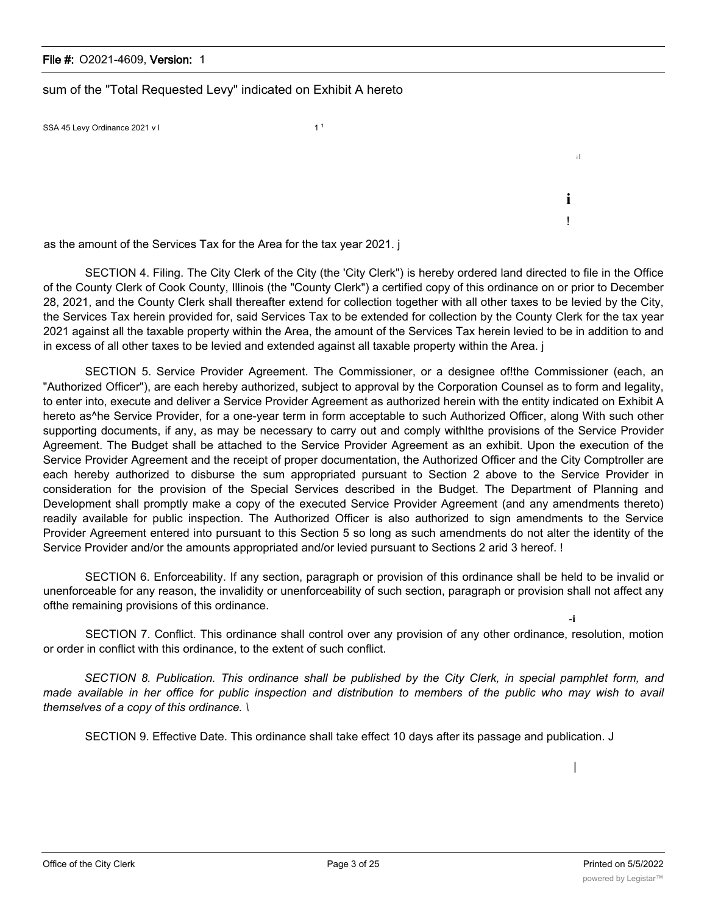sum of the "Total Requested Levy" indicated on Exhibit A hereto

SSA 45 Levy Ordinance 2021 v l

as the amount of the Services Tax for the Area for the tax year 2021. j

SECTION 4. Filing. The City Clerk of the City (the 'City Clerk") is hereby ordered land directed to file in the Office of the County Clerk of Cook County, Illinois (the "County Clerk") a certified copy of this ordinance on or prior to December 28, 2021, and the County Clerk shall thereafter extend for collection together with all other taxes to be levied by the City, the Services Tax herein provided for, said Services Tax to be extended for collection by the County Clerk for the tax year 2021 against all the taxable property within the Area, the amount of the Services Tax herein levied to be in addition to and in excess of all other taxes to be levied and extended against all taxable property within the Area. j

SECTION 5. Service Provider Agreement. The Commissioner, or a designee of!the Commissioner (each, an "Authorized Officer"), are each hereby authorized, subject to approval by the Corporation Counsel as to form and legality, to enter into, execute and deliver a Service Provider Agreement as authorized herein with the entity indicated on Exhibit A hereto as^he Service Provider, for a one-year term in form acceptable to such Authorized Officer, along With such other supporting documents, if any, as may be necessary to carry out and comply withlthe provisions of the Service Provider Agreement. The Budget shall be attached to the Service Provider Agreement as an exhibit. Upon the execution of the Service Provider Agreement and the receipt of proper documentation, the Authorized Officer and the City Comptroller are each hereby authorized to disburse the sum appropriated pursuant to Section 2 above to the Service Provider in consideration for the provision of the Special Services described in the Budget. The Department of Planning and Development shall promptly make a copy of the executed Service Provider Agreement (and any amendments thereto) readily available for public inspection. The Authorized Officer is also authorized to sign amendments to the Service Provider Agreement entered into pursuant to this Section 5 so long as such amendments do not alter the identity of the Service Provider and/or the amounts appropriated and/or levied pursuant to Sections 2 arid 3 hereof. !

SECTION 6. Enforceability. If any section, paragraph or provision of this ordinance shall be held to be invalid or unenforceable for any reason, the invalidity or unenforceability of such section, paragraph or provision shall not affect any ofthe remaining provisions of this ordinance.

SECTION 7. Conflict. This ordinance shall control over any provision of any other ordinance, resolution, motion or order in conflict with this ordinance, to the extent of such conflict.

*SECTION 8. Publication. This ordinance shall be published by the City Clerk, in special pamphlet form, and made available in her office for public inspection and distribution to members of the public who may wish to avail themselves of a copy of this ordinance.* \

SECTION 9. Effective Date. This ordinance shall take effect 10 days after its passage and publication. J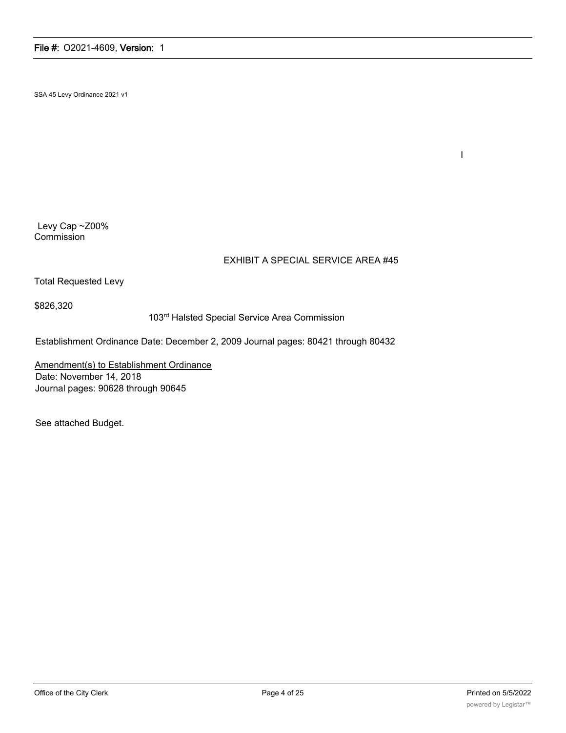SSA 45 Levy Ordinance 2021 v1

I

Levy Cap ~Z00%
Commission

EXHIBIT A SPECIAL SERVICE AREA #45

Total Requested Levy

$826,320

103rd Halsted Special Service Area Commission

Establishment Ordinance Date: December 2, 2009 Journal pages: 80421 through 80432

Amendment(s) to Establishment Ordinance
Date: November 14, 2018
Journal pages: 90628 through 90645

See attached Budget.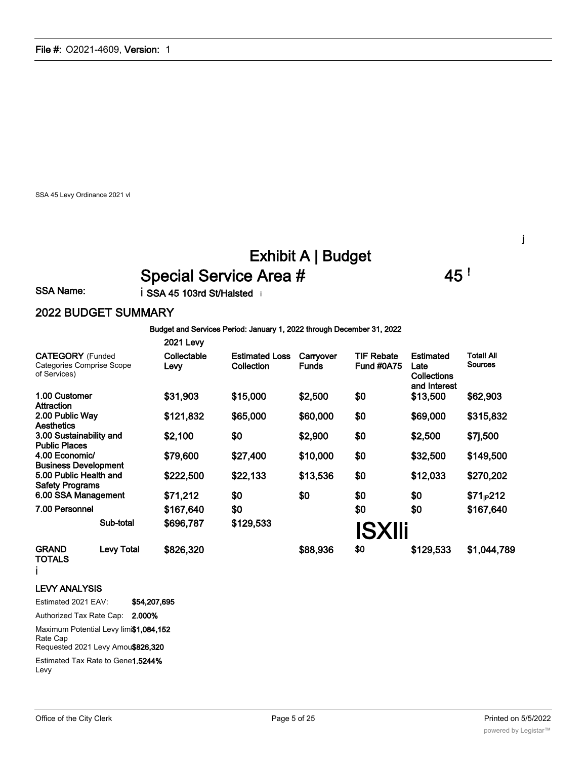SSA 45 Levy Ordinance 2021 vl

j

# Exhibit A | Budget

## Special Service Area # 45 !

**SSA Name:** i SSA 45 103rd St/Halsted i

## 2022 BUDGET SUMMARY

**Budget and Services Period: January 1, 2022 through December 31, 2022**

| CATEGORY (Funded Categories Comprise Scope of Services) | | 2021 Levy Collectable Levy | Estimated Loss Collection | Carryover Funds | TIF Rebate Fund #0A75 | Estimated Late Collections and Interest | Total! All Sources |
|---|---|---|---|---|---|---|---|
| 1.00 Customer Attraction | | $31,903 | $15,000 | $2,500 | $0 | $13,500 | $62,903 |
| 2.00 Public Way Aesthetics | | $121,832 | $65,000 | $60,000 | $0 | $69,000 | $315,832 |
| 3.00 Sustainability and Public Places | | $2,100 | $0 | $2,900 | $0 | $2,500 | $7j,500 |
| 4.00 Economic/ Business Development | | $79,600 | $27,400 | $10,000 | $0 | $32,500 | $149,500 |
| 5.00 Public Health and Safety Programs | | $222,500 | $22,133 | $13,536 | $0 | $12,033 | $270,202 |
| 6.00 SSA Management | | $71,212 | $0 | $0 | $0 | $0 | $71\|P212 |
| 7.00 Personnel | | $167,640 | $0 | | $0 | $0 | $167,640 |
| | Sub-total | $696,787 | $129,533 | | ISXIIi | | |
| GRAND TOTALS | Levy Total | $826,320 | | $88,936 | $0 | $129,533 | $1,044,789 |

i

### LEVY ANALYSIS

Estimated 2021 EAV: **$54,207,695**

Authorized Tax Rate Cap: **2.000%**

Maximum Potential Levy limi Rate Cap **$1,084,152**

Requested 2021 Levy Amou **$826,320**

Estimated Tax Rate to Gene Levy **1.5244%**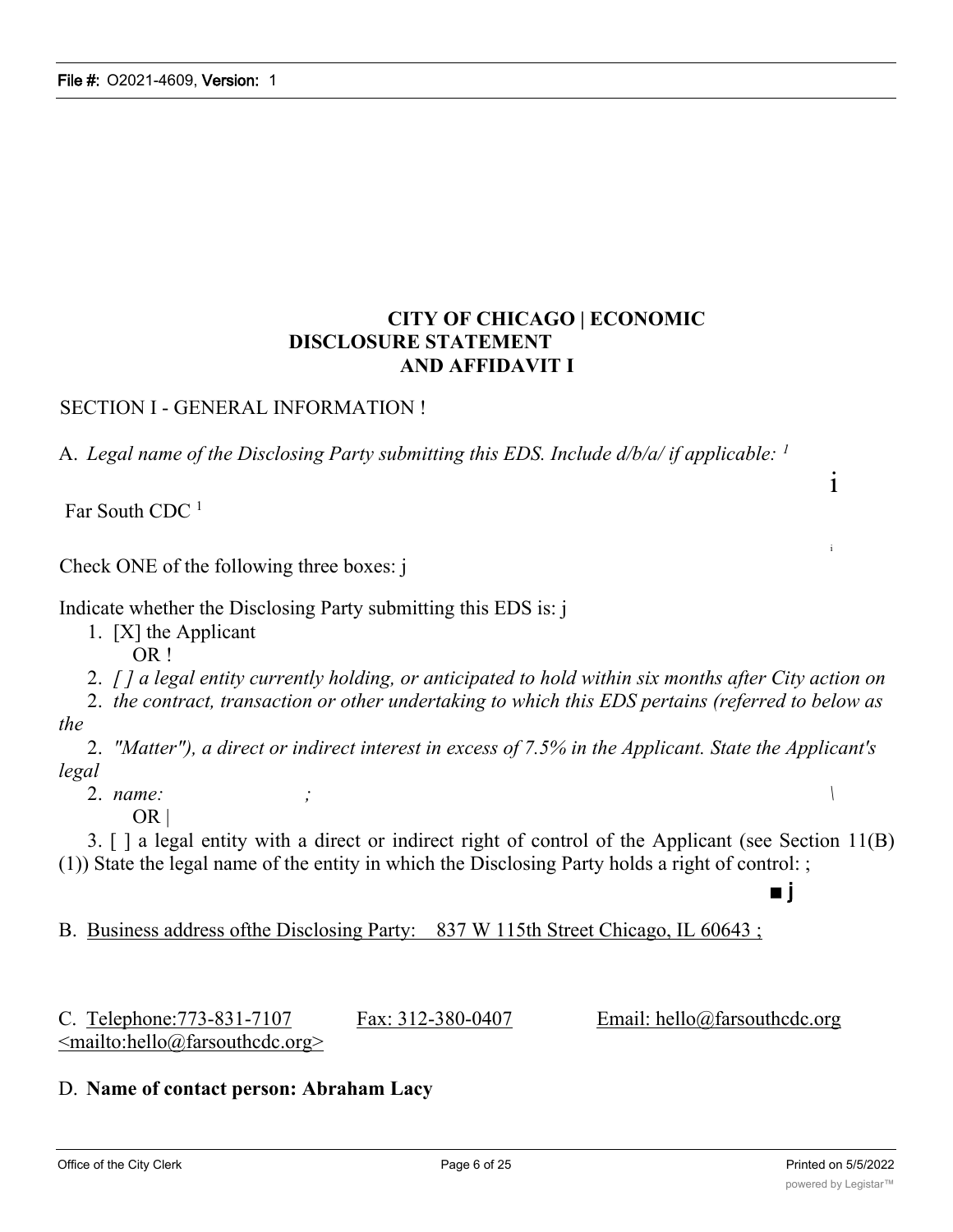# CITY OF CHICAGO | ECONOMIC DISCLOSURE STATEMENT AND AFFIDAVIT I

SECTION I - GENERAL INFORMATION !

A. *Legal name of the Disclosing Party submitting this EDS. Include d/b/a/ if applicable:* [1]

i

Far South CDC [1]

Check ONE of the following three boxes: j

Indicate whether the Disclosing Party submitting this EDS is: j

1. [X] the Applicant

   OR !

2. *[ ] a legal entity currently holding, or anticipated to hold within six months after City action on*
2. *the contract, transaction or other undertaking to which this EDS pertains (referred to below as the*
2. *"Matter"), a direct or indirect interest in excess of 7.5% in the Applicant. State the Applicant's legal*
2. *name:* ; \

   OR |

3. [ ] a legal entity with a direct or indirect right of control of the Applicant (see Section 11(B)(1)) State the legal name of the entity in which the Disclosing Party holds a right of control: ;

■ j

B. Business address ofthe Disclosing Party: 837 W 115th Street Chicago, IL 60643 ;

C. Telephone:773-831-7107 Fax: 312-380-0407 Email: hello@farsouthcdc.org <mailto:hello@farsouthcdc.org>

D. **Name of contact person: Abraham Lacy**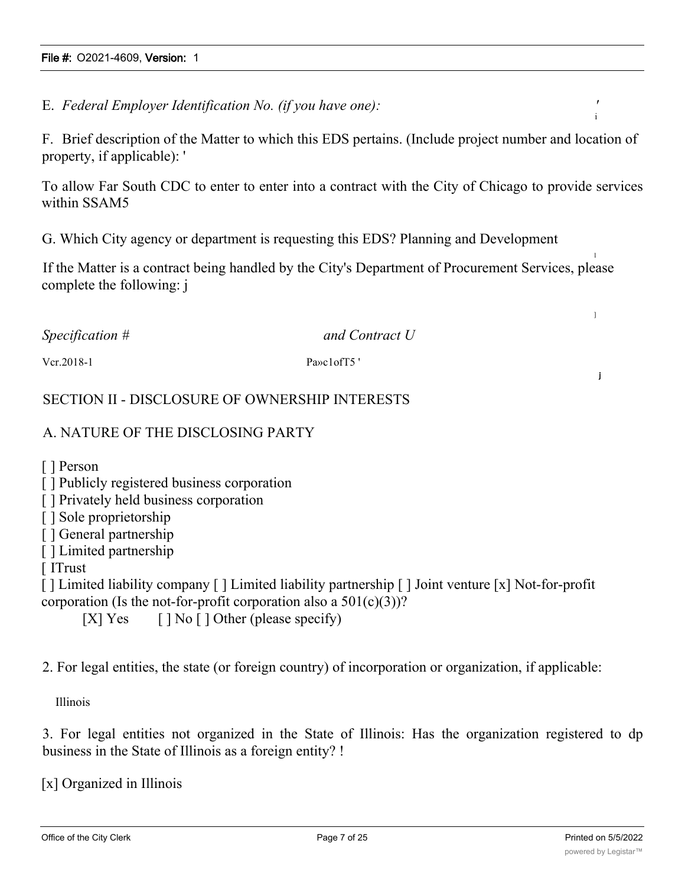E. *Federal Employer Identification No. (if you have one):*

F. Brief description of the Matter to which this EDS pertains. (Include project number and location of property, if applicable): '

To allow Far South CDC to enter to enter into a contract with the City of Chicago to provide services within SSAM5

G. Which City agency or department is requesting this EDS? Planning and Development

If the Matter is a contract being handled by the City's Department of Procurement Services, please complete the following: j

*Specification #* *and Contract U*

Vcr.2018-1 Pa»c1ofT5 '

SECTION II - DISCLOSURE OF OWNERSHIP INTERESTS

A. NATURE OF THE DISCLOSING PARTY

[ ] Person
[ ] Publicly registered business corporation
[ ] Privately held business corporation
[ ] Sole proprietorship
[ ] General partnership
[ ] Limited partnership
[ ITrust
[ ] Limited liability company [ ] Limited liability partnership [ ] Joint venture [x] Not-for-profit corporation (Is the not-for-profit corporation also a 501(c)(3))?
[X] Yes [ ] No [ ] Other (please specify)

2. For legal entities, the state (or foreign country) of incorporation or organization, if applicable:

Illinois

3. For legal entities not organized in the State of Illinois: Has the organization registered to dp business in the State of Illinois as a foreign entity? !

[x] Organized in Illinois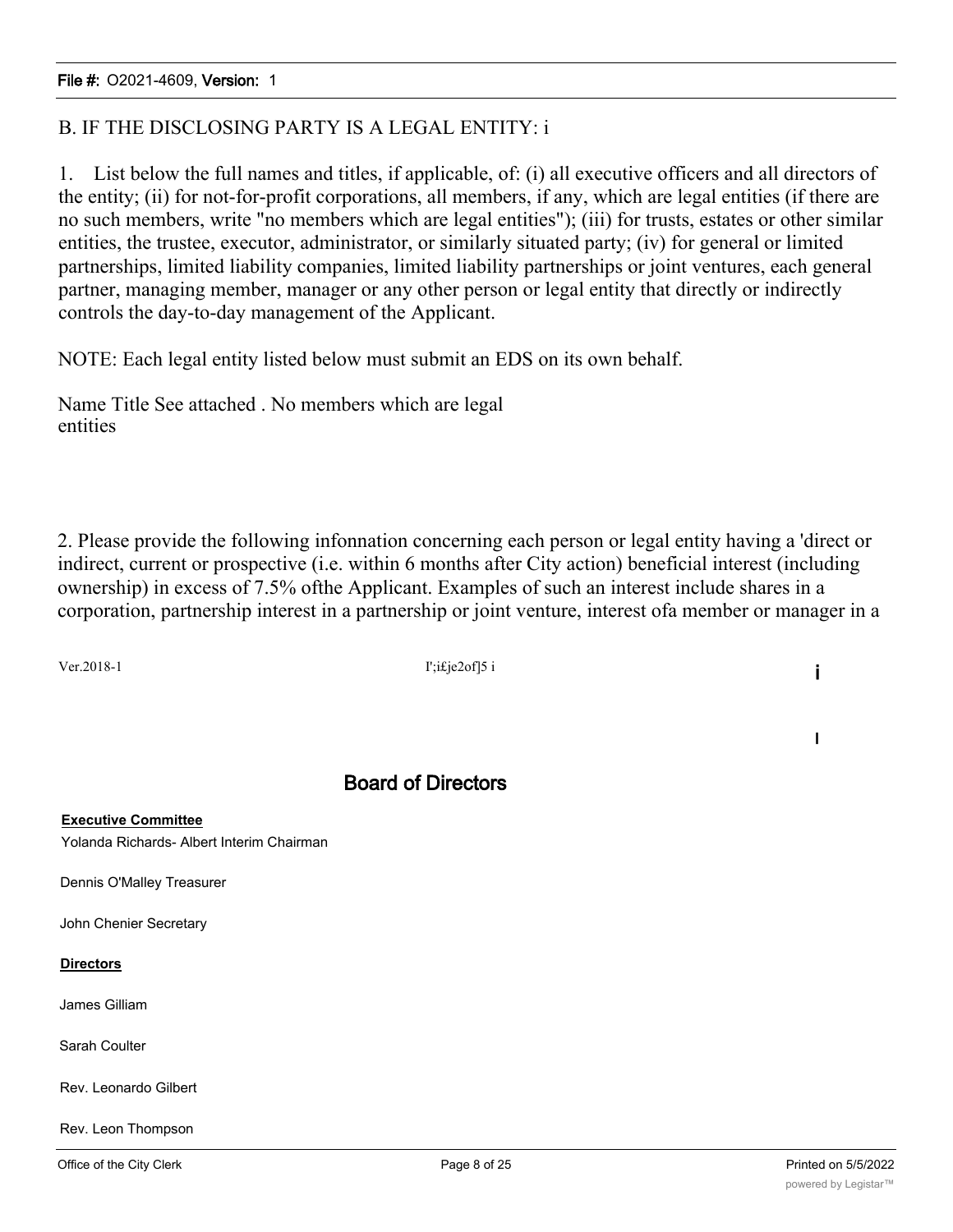B. IF THE DISCLOSING PARTY IS A LEGAL ENTITY: i

1. List below the full names and titles, if applicable, of: (i) all executive officers and all directors of the entity; (ii) for not-for-profit corporations, all members, if any, which are legal entities (if there are no such members, write "no members which are legal entities"); (iii) for trusts, estates or other similar entities, the trustee, executor, administrator, or similarly situated party; (iv) for general or limited partnerships, limited liability companies, limited liability partnerships or joint ventures, each general partner, managing member, manager or any other person or legal entity that directly or indirectly controls the day-to-day management of the Applicant.

NOTE: Each legal entity listed below must submit an EDS on its own behalf.

Name Title See attached . No members which are legal entities

2. Please provide the following infonnation concerning each person or legal entity having a 'direct or indirect, current or prospective (i.e. within 6 months after City action) beneficial interest (including ownership) in excess of 7.5% ofthe Applicant. Examples of such an interest include shares in a corporation, partnership interest in a partnership or joint venture, interest ofa member or manager in a

Ver.2018-1 I';i£je2of]5 i

## Board of Directors

**Executive Committee**

Yolanda Richards- Albert Interim Chairman

Dennis O'Malley Treasurer

John Chenier Secretary

**Directors**

James Gilliam

Sarah Coulter

Rev. Leonardo Gilbert

Rev. Leon Thompson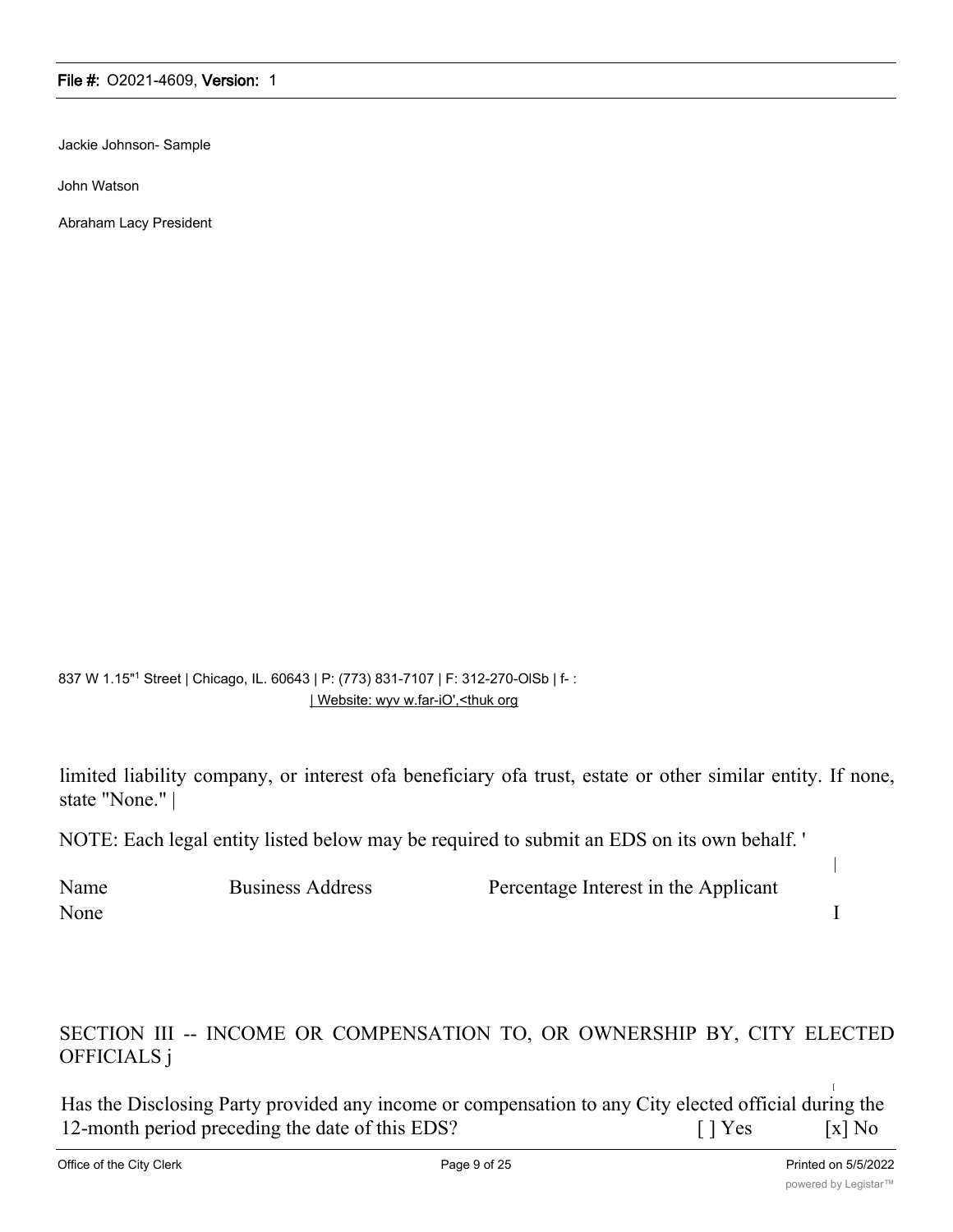Jackie Johnson- Sample

John Watson

Abraham Lacy President

837 W 1.15"1 Street | Chicago, IL. 60643 | P: (773) 831-7107 | F: 312-270-OlSb | f- :
| Website: wyv w.far-iO',<thuk org

limited liability company, or interest ofa beneficiary ofa trust, estate or other similar entity. If none, state "None." |

NOTE: Each legal entity listed below may be required to submit an EDS on its own behalf. '

| Name | Business Address | Percentage Interest in the Applicant |
|---|---|---|
| None | | |

SECTION III -- INCOME OR COMPENSATION TO, OR OWNERSHIP BY, CITY ELECTED OFFICIALS j

Has the Disclosing Party provided any income or compensation to any City elected official during the 12-month period preceding the date of this EDS? [ ] Yes [x] No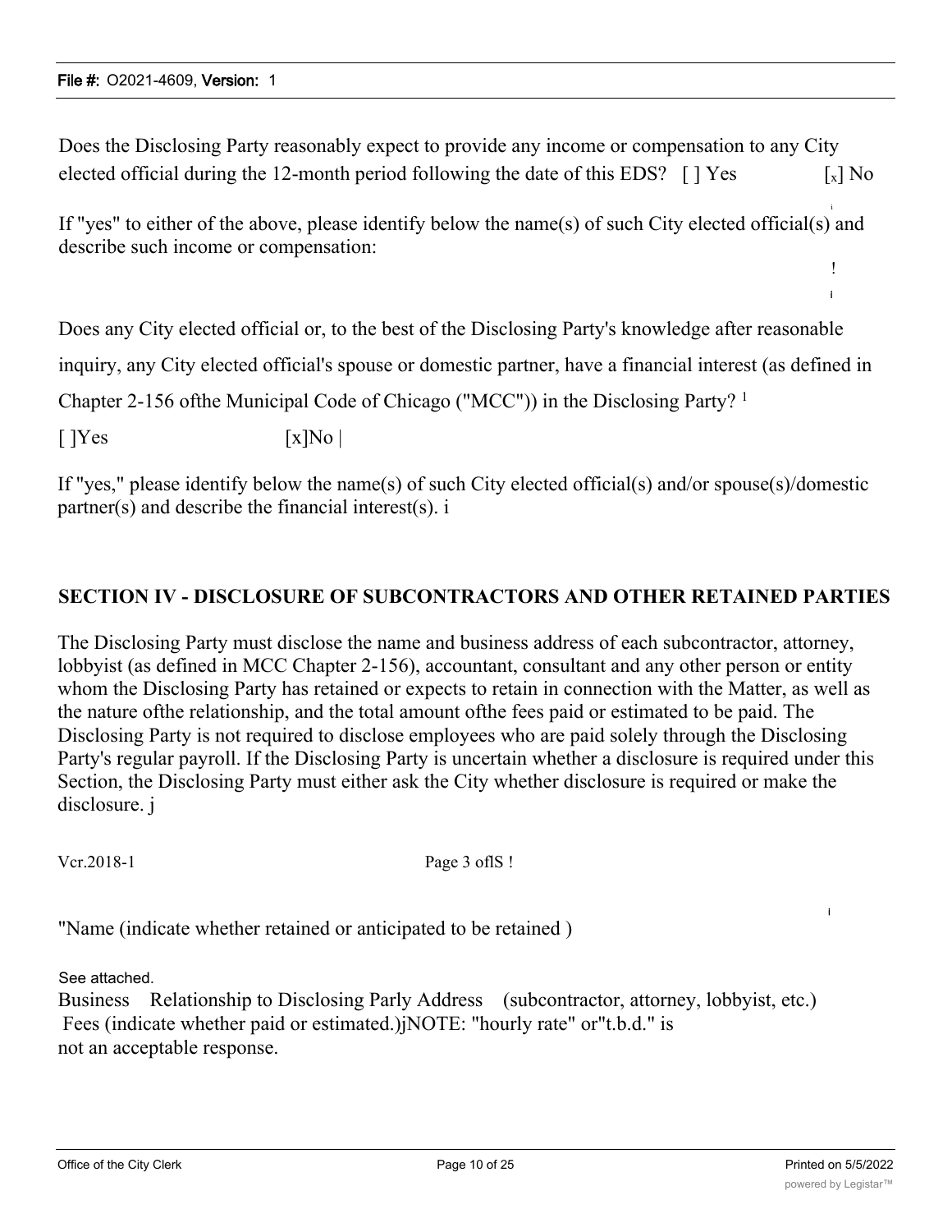Does the Disclosing Party reasonably expect to provide any income or compensation to any City elected official during the 12-month period following the date of this EDS? [ ] Yes [x] No

If "yes" to either of the above, please identify below the name(s) of such City elected official(s) and describe such income or compensation:

Does any City elected official or, to the best of the Disclosing Party's knowledge after reasonable inquiry, any City elected official's spouse or domestic partner, have a financial interest (as defined in Chapter 2-156 ofthe Municipal Code of Chicago ("MCC")) in the Disclosing Party? [1]

[ ]Yes [x]No

If "yes," please identify below the name(s) of such City elected official(s) and/or spouse(s)/domestic partner(s) and describe the financial interest(s).

## SECTION IV - DISCLOSURE OF SUBCONTRACTORS AND OTHER RETAINED PARTIES

The Disclosing Party must disclose the name and business address of each subcontractor, attorney, lobbyist (as defined in MCC Chapter 2-156), accountant, consultant and any other person or entity whom the Disclosing Party has retained or expects to retain in connection with the Matter, as well as the nature ofthe relationship, and the total amount ofthe fees paid or estimated to be paid. The Disclosing Party is not required to disclose employees who are paid solely through the Disclosing Party's regular payroll. If the Disclosing Party is uncertain whether a disclosure is required under this Section, the Disclosing Party must either ask the City whether disclosure is required or make the disclosure.

Vcr.2018-1 Page 3 oflS

"Name (indicate whether retained or anticipated to be retained )

See attached.

Business Relationship to Disclosing Parly Address (subcontractor, attorney, lobbyist, etc.) Fees (indicate whether paid or estimated.)NOTE: "hourly rate" or"t.b.d." is not an acceptable response.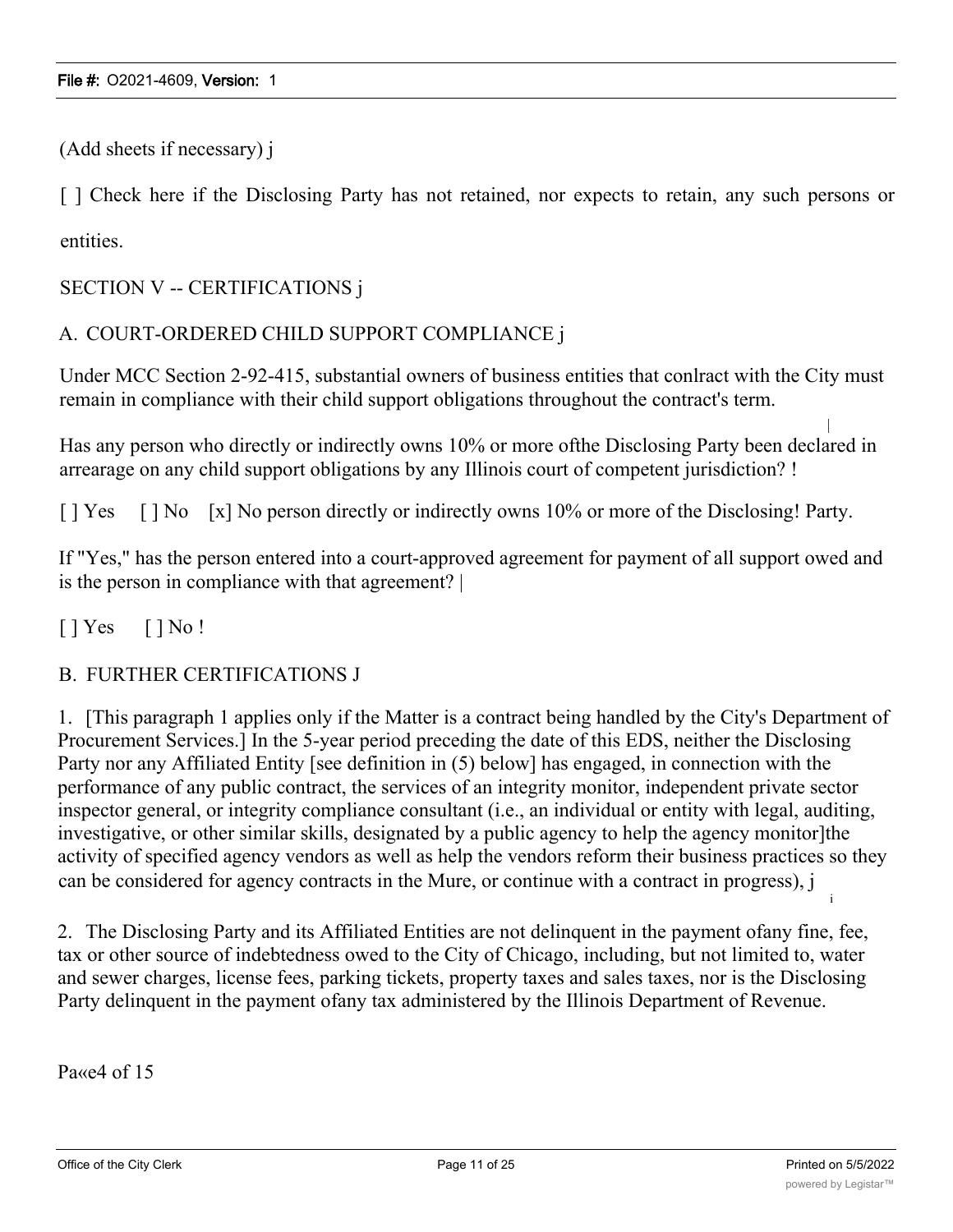(Add sheets if necessary) j

[ ] Check here if the Disclosing Party has not retained, nor expects to retain, any such persons or entities.

SECTION V -- CERTIFICATIONS j

A. COURT-ORDERED CHILD SUPPORT COMPLIANCE j

Under MCC Section 2-92-415, substantial owners of business entities that conlract with the City must remain in compliance with their child support obligations throughout the contract's term.

Has any person who directly or indirectly owns 10% or more ofthe Disclosing Party been declared in arrearage on any child support obligations by any Illinois court of competent jurisdiction? !

[ ] Yes [ ] No [x] No person directly or indirectly owns 10% or more of the Disclosing! Party.

If "Yes," has the person entered into a court-approved agreement for payment of all support owed and is the person in compliance with that agreement? |

[ ] Yes [ ] No !

B. FURTHER CERTIFICATIONS J

1. [This paragraph 1 applies only if the Matter is a contract being handled by the City's Department of Procurement Services.] In the 5-year period preceding the date of this EDS, neither the Disclosing Party nor any Affiliated Entity [see definition in (5) below] has engaged, in connection with the performance of any public contract, the services of an integrity monitor, independent private sector inspector general, or integrity compliance consultant (i.e., an individual or entity with legal, auditing, investigative, or other similar skills, designated by a public agency to help the agency monitor]the activity of specified agency vendors as well as help the vendors reform their business practices so they can be considered for agency contracts in the Mure, or continue with a contract in progress), j

2. The Disclosing Party and its Affiliated Entities are not delinquent in the payment ofany fine, fee, tax or other source of indebtedness owed to the City of Chicago, including, but not limited to, water and sewer charges, license fees, parking tickets, property taxes and sales taxes, nor is the Disclosing Party delinquent in the payment ofany tax administered by the Illinois Department of Revenue.

Pa«e4 of 15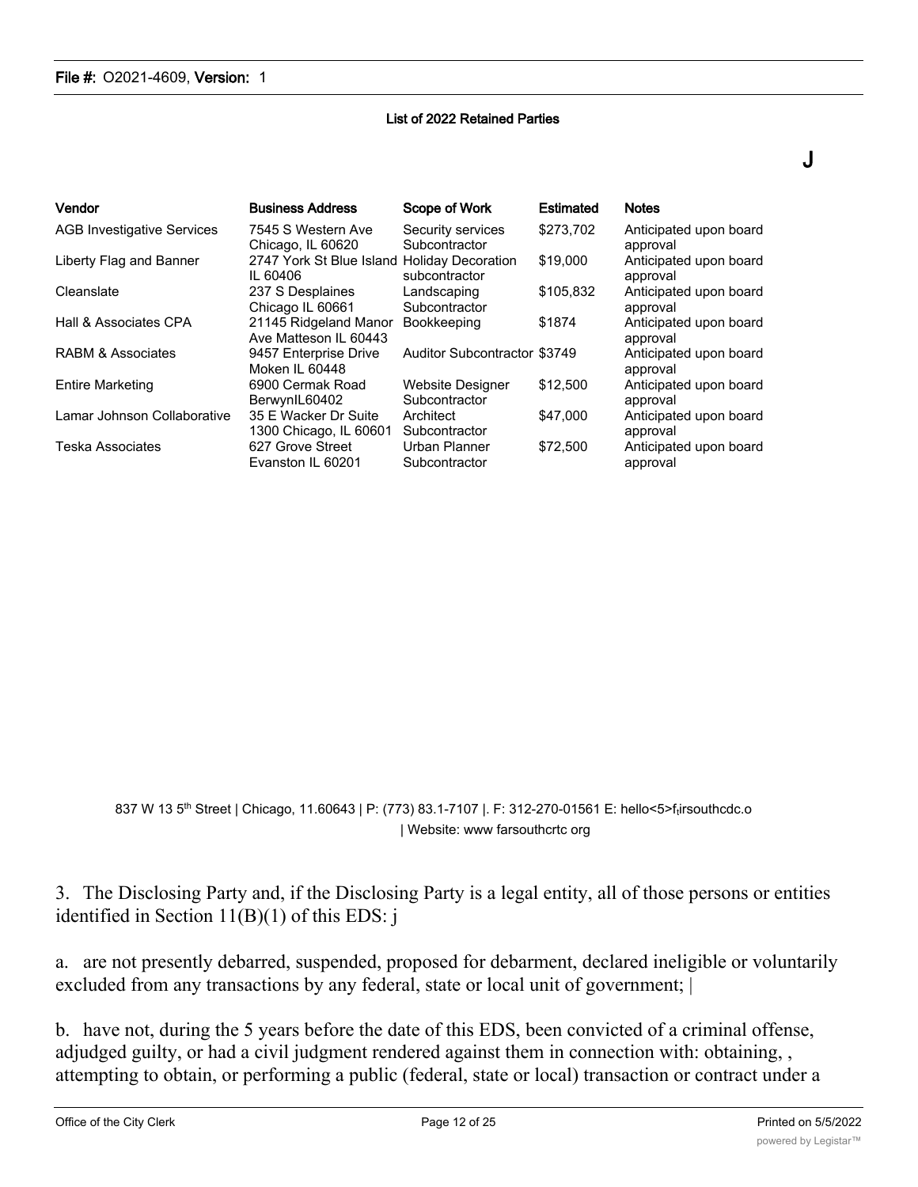List of 2022 Retained Parties

J

| Vendor | Business Address | Scope of Work | Estimated | Notes |
|---|---|---|---|---|
| AGB Investigative Services | 7545 S Western Ave Chicago, IL 60620 | Security services Subcontractor | $273,702 | Anticipated upon board approval |
| Liberty Flag and Banner | 2747 York St Blue Island IL 60406 | Holiday Decoration subcontractor | $19,000 | Anticipated upon board approval |
| Cleanslate | 237 S Desplaines Chicago IL 60661 | Landscaping Subcontractor | $105,832 | Anticipated upon board approval |
| Hall & Associates CPA | 21145 Ridgeland Manor Ave Matteson IL 60443 | Bookkeeping | $1874 | Anticipated upon board approval |
| RABM & Associates | 9457 Enterprise Drive Moken IL 60448 | Auditor Subcontractor | $3749 | Anticipated upon board approval |
| Entire Marketing | 6900 Cermak Road BerwynIL60402 | Website Designer Subcontractor | $12,500 | Anticipated upon board approval |
| Lamar Johnson Collaborative | 35 E Wacker Dr Suite 1300 Chicago, IL 60601 | Architect Subcontractor | $47,000 | Anticipated upon board approval |
| Teska Associates | 627 Grove Street Evanston IL 60201 | Urban Planner Subcontractor | $72,500 | Anticipated upon board approval |

837 W 13 5th Street | Chicago, 11.60643 | P: (773) 83.1-7107 |. F: 312-270-01561 E: hello<5>fiirsouthcdc.o | Website: www farsouthcrtc org

3. The Disclosing Party and, if the Disclosing Party is a legal entity, all of those persons or entities identified in Section 11(B)(1) of this EDS: j

a. are not presently debarred, suspended, proposed for debarment, declared ineligible or voluntarily excluded from any transactions by any federal, state or local unit of government; |

b. have not, during the 5 years before the date of this EDS, been convicted of a criminal offense, adjudged guilty, or had a civil judgment rendered against them in connection with: obtaining, , attempting to obtain, or performing a public (federal, state or local) transaction or contract under a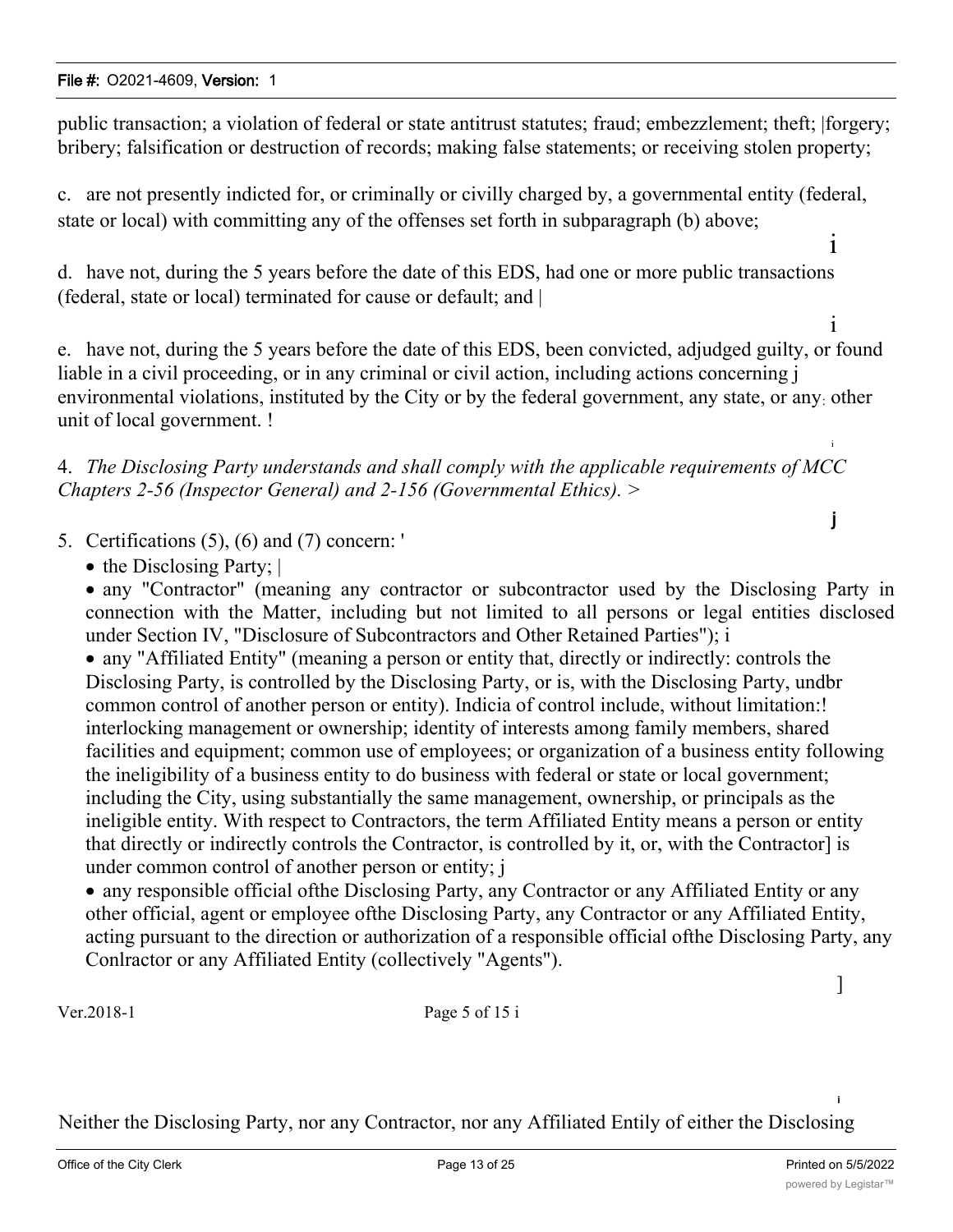public transaction; a violation of federal or state antitrust statutes; fraud; embezzlement; theft; |forgery; bribery; falsification or destruction of records; making false statements; or receiving stolen property;

c. are not presently indicted for, or criminally or civilly charged by, a governmental entity (federal, state or local) with committing any of the offenses set forth in subparagraph (b) above;

d. have not, during the 5 years before the date of this EDS, had one or more public transactions (federal, state or local) terminated for cause or default; and |

e. have not, during the 5 years before the date of this EDS, been convicted, adjudged guilty, or found liable in a civil proceeding, or in any criminal or civil action, including actions concerning j environmental violations, instituted by the City or by the federal government, any state, or any other unit of local government. !

4. *The Disclosing Party understands and shall comply with the applicable requirements of MCC Chapters 2-56 (Inspector General) and 2-156 (Governmental Ethics). >*

5. Certifications (5), (6) and (7) concern: '
   - the Disclosing Party; |
   - any "Contractor" (meaning any contractor or subcontractor used by the Disclosing Party in connection with the Matter, including but not limited to all persons or legal entities disclosed under Section IV, "Disclosure of Subcontractors and Other Retained Parties"); i
   - any "Affiliated Entity" (meaning a person or entity that, directly or indirectly: controls the Disclosing Party, is controlled by the Disclosing Party, or is, with the Disclosing Party, undbr common control of another person or entity). Indicia of control include, without limitation:! interlocking management or ownership; identity of interests among family members, shared facilities and equipment; common use of employees; or organization of a business entity following the ineligibility of a business entity to do business with federal or state or local government; including the City, using substantially the same management, ownership, or principals as the ineligible entity. With respect to Contractors, the term Affiliated Entity means a person or entity that directly or indirectly controls the Contractor, is controlled by it, or, with the Contractor] is under common control of another person or entity; j
   - any responsible official ofthe Disclosing Party, any Contractor or any Affiliated Entity or any other official, agent or employee ofthe Disclosing Party, any Contractor or any Affiliated Entity, acting pursuant to the direction or authorization of a responsible official ofthe Disclosing Party, any Conlractor or any Affiliated Entity (collectively "Agents").

Neither the Disclosing Party, nor any Contractor, nor any Affiliated Entily of either the Disclosing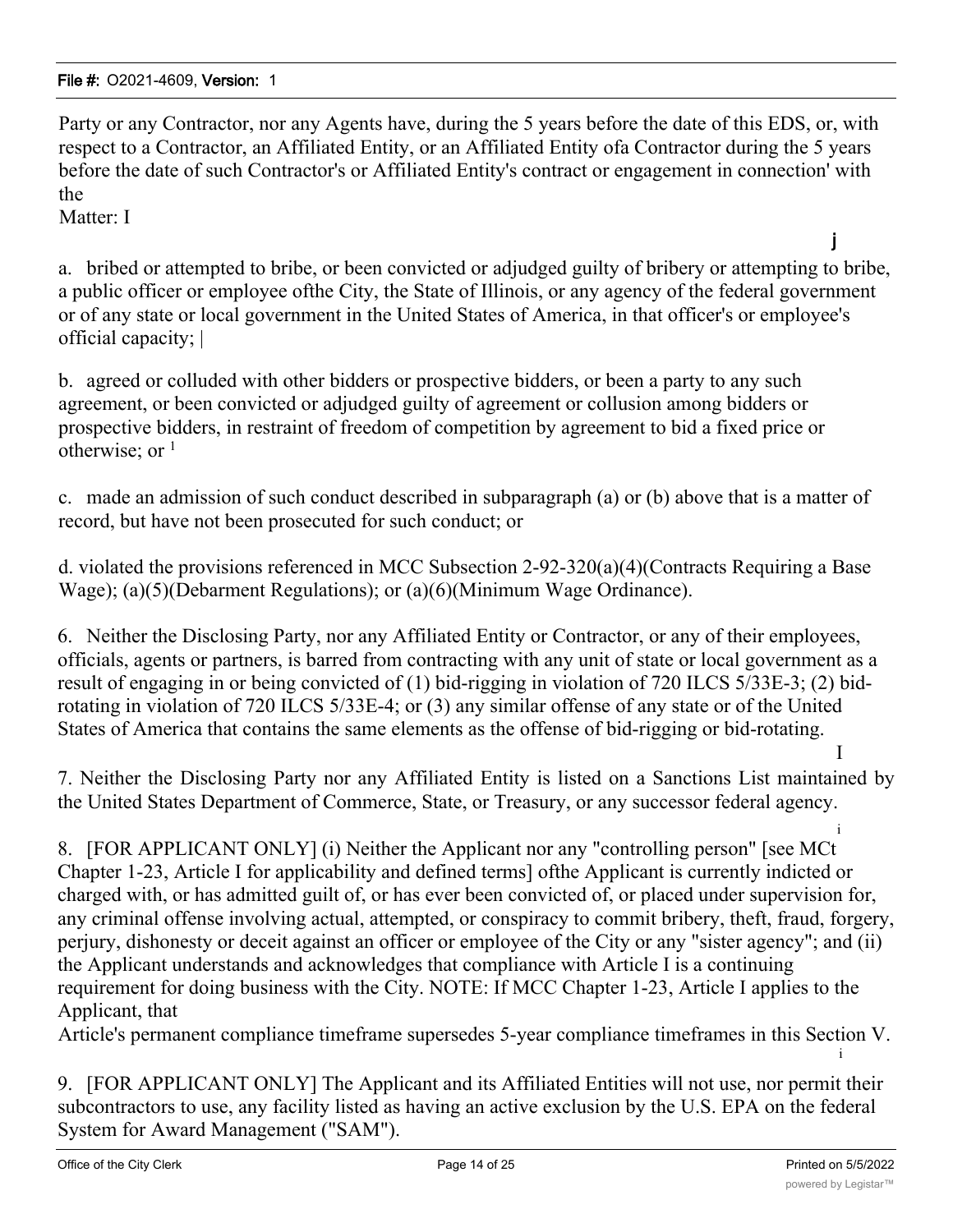Party or any Contractor, nor any Agents have, during the 5 years before the date of this EDS, or, with respect to a Contractor, an Affiliated Entity, or an Affiliated Entity ofa Contractor during the 5 years before the date of such Contractor's or Affiliated Entity's contract or engagement in connection' with the
Matter: I

j

a. bribed or attempted to bribe, or been convicted or adjudged guilty of bribery or attempting to bribe, a public officer or employee ofthe City, the State of Illinois, or any agency of the federal government or of any state or local government in the United States of America, in that officer's or employee's official capacity; |

b. agreed or colluded with other bidders or prospective bidders, or been a party to any such agreement, or been convicted or adjudged guilty of agreement or collusion among bidders or prospective bidders, in restraint of freedom of competition by agreement to bid a fixed price or otherwise; or [1]

c. made an admission of such conduct described in subparagraph (a) or (b) above that is a matter of record, but have not been prosecuted for such conduct; or

d. violated the provisions referenced in MCC Subsection 2-92-320(a)(4)(Contracts Requiring a Base Wage); (a)(5)(Debarment Regulations); or (a)(6)(Minimum Wage Ordinance).

6. Neither the Disclosing Party, nor any Affiliated Entity or Contractor, or any of their employees, officials, agents or partners, is barred from contracting with any unit of state or local government as a result of engaging in or being convicted of (1) bid-rigging in violation of 720 ILCS 5/33E-3; (2) bid-rotating in violation of 720 ILCS 5/33E-4; or (3) any similar offense of any state or of the United States of America that contains the same elements as the offense of bid-rigging or bid-rotating.

I

7. Neither the Disclosing Party nor any Affiliated Entity is listed on a Sanctions List maintained by the United States Department of Commerce, State, or Treasury, or any successor federal agency.

i

8. [FOR APPLICANT ONLY] (i) Neither the Applicant nor any "controlling person" [see MCt Chapter 1-23, Article I for applicability and defined terms] ofthe Applicant is currently indicted or charged with, or has admitted guilt of, or has ever been convicted of, or placed under supervision for, any criminal offense involving actual, attempted, or conspiracy to commit bribery, theft, fraud, forgery, perjury, dishonesty or deceit against an officer or employee of the City or any "sister agency"; and (ii) the Applicant understands and acknowledges that compliance with Article I is a continuing requirement for doing business with the City. NOTE: If MCC Chapter 1-23, Article I applies to the Applicant, that
Article's permanent compliance timeframe supersedes 5-year compliance timeframes in this Section V.

i

9. [FOR APPLICANT ONLY] The Applicant and its Affiliated Entities will not use, nor permit their subcontractors to use, any facility listed as having an active exclusion by the U.S. EPA on the federal System for Award Management ("SAM").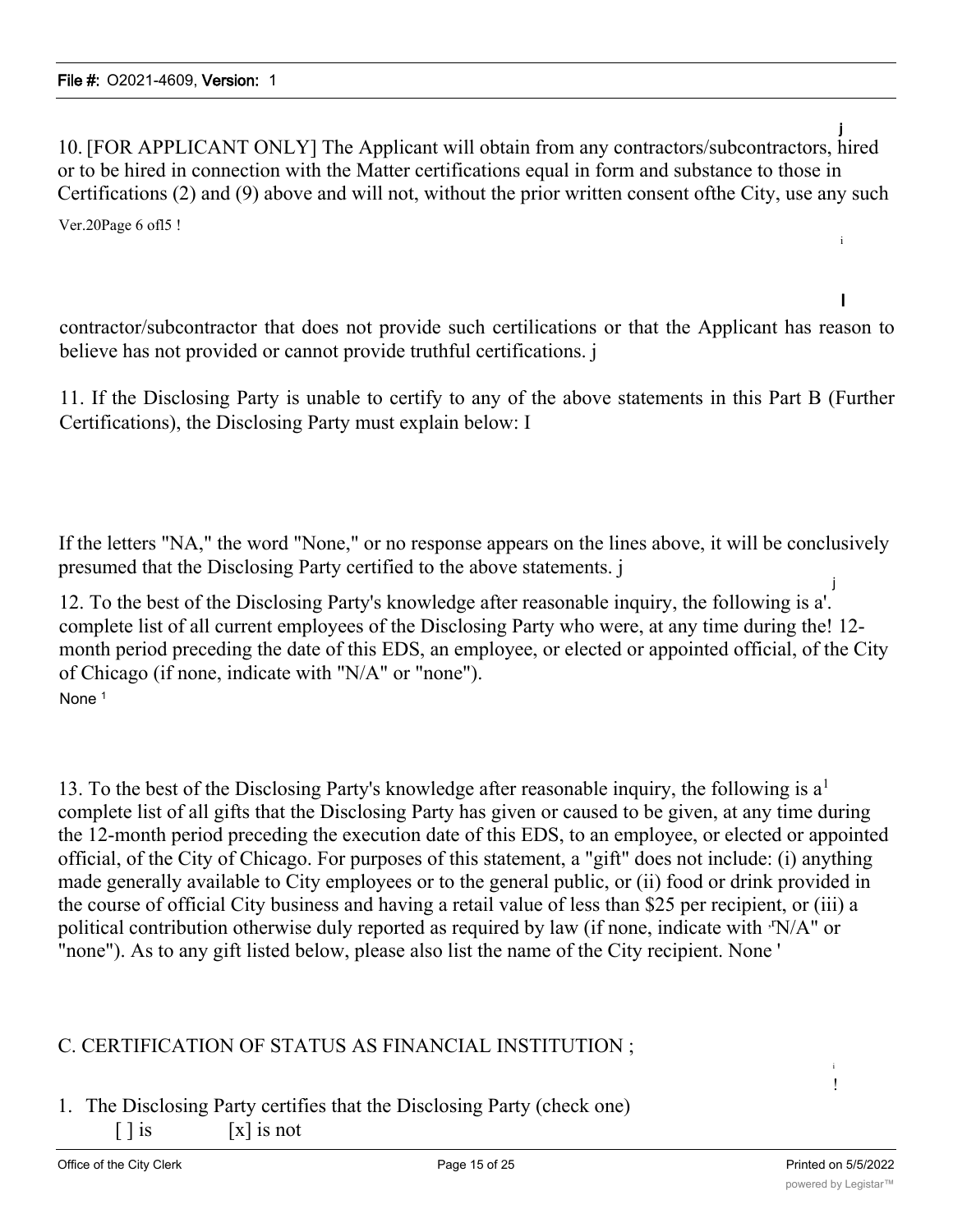10. [FOR APPLICANT ONLY] The Applicant will obtain from any contractors/subcontractors, hired or to be hired in connection with the Matter certifications equal in form and substance to those in Certifications (2) and (9) above and will not, without the prior written consent ofthe City, use any such

Ver.20Page 6 ofl5 !

contractor/subcontractor that does not provide such certilications or that the Applicant has reason to believe has not provided or cannot provide truthful certifications. j

11. If the Disclosing Party is unable to certify to any of the above statements in this Part B (Further Certifications), the Disclosing Party must explain below: I

If the letters "NA," the word "None," or no response appears on the lines above, it will be conclusively presumed that the Disclosing Party certified to the above statements. j

12. To the best of the Disclosing Party's knowledge after reasonable inquiry, the following is a'. complete list of all current employees of the Disclosing Party who were, at any time during the! 12-month period preceding the date of this EDS, an employee, or elected or appointed official, of the City of Chicago (if none, indicate with "N/A" or "none").

None [1]

13. To the best of the Disclosing Party's knowledge after reasonable inquiry, the following is a[1] complete list of all gifts that the Disclosing Party has given or caused to be given, at any time during the 12-month period preceding the execution date of this EDS, to an employee, or elected or appointed official, of the City of Chicago. For purposes of this statement, a "gift" does not include: (i) anything made generally available to City employees or to the general public, or (ii) food or drink provided in the course of official City business and having a retail value of less than $25 per recipient, or (iii) a political contribution otherwise duly reported as required by law (if none, indicate with "N/A" or "none"). As to any gift listed below, please also list the name of the City recipient. None '

## C. CERTIFICATION OF STATUS AS FINANCIAL INSTITUTION ;

1. The Disclosing Party certifies that the Disclosing Party (check one)
   [ ] is [x] is not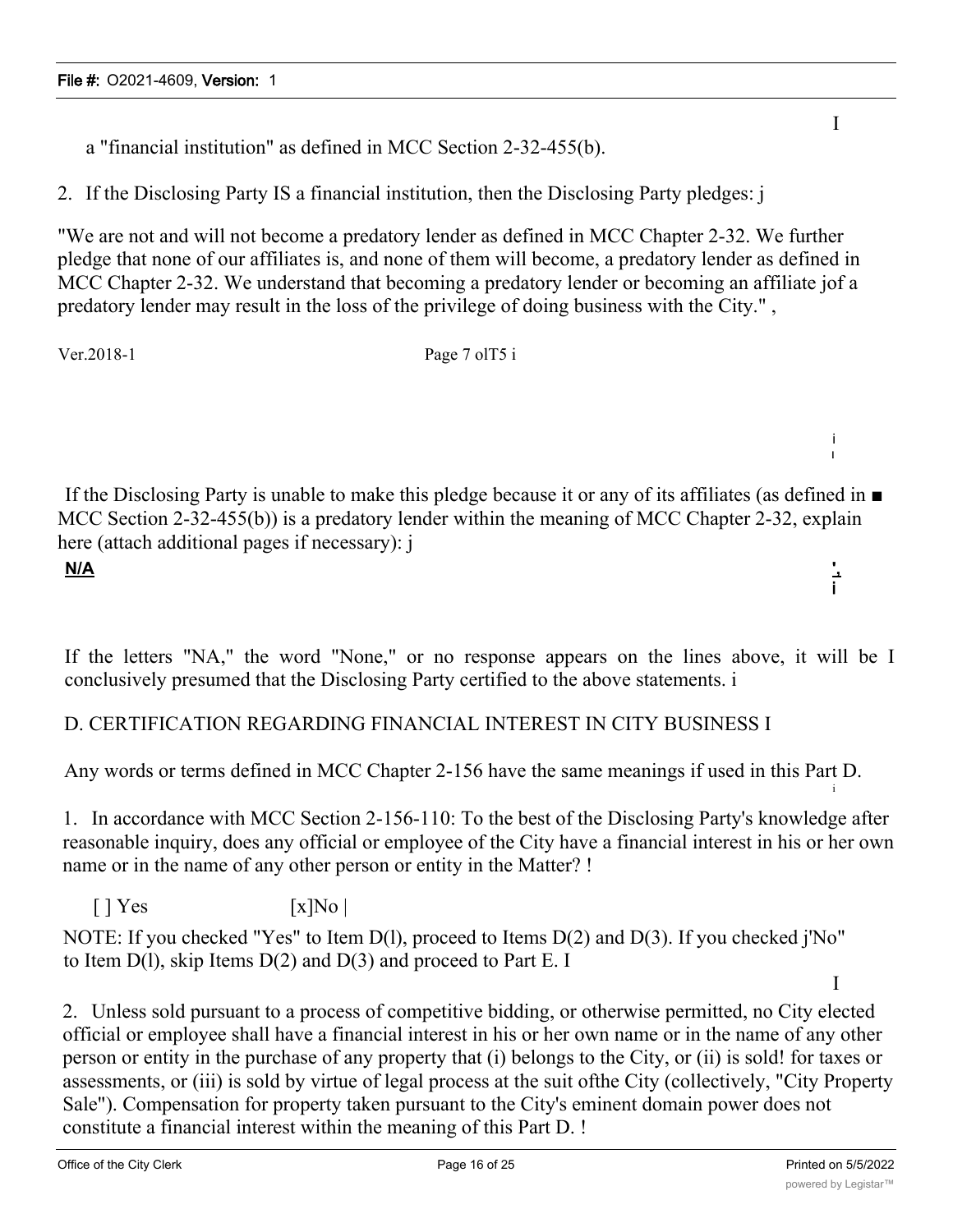a "financial institution" as defined in MCC Section 2-32-455(b).

2. If the Disclosing Party IS a financial institution, then the Disclosing Party pledges:

"We are not and will not become a predatory lender as defined in MCC Chapter 2-32. We further pledge that none of our affiliates is, and none of them will become, a predatory lender as defined in MCC Chapter 2-32. We understand that becoming a predatory lender or becoming an affiliate of a predatory lender may result in the loss of the privilege of doing business with the City."

If the Disclosing Party is unable to make this pledge because it or any of its affiliates (as defined in MCC Section 2-32-455(b)) is a predatory lender within the meaning of MCC Chapter 2-32, explain here (attach additional pages if necessary):

**N/A**

If the letters "NA," the word "None," or no response appears on the lines above, it will be conclusively presumed that the Disclosing Party certified to the above statements.

D. CERTIFICATION REGARDING FINANCIAL INTEREST IN CITY BUSINESS

Any words or terms defined in MCC Chapter 2-156 have the same meanings if used in this Part D.

1. In accordance with MCC Section 2-156-110: To the best of the Disclosing Party's knowledge after reasonable inquiry, does any official or employee of the City have a financial interest in his or her own name or in the name of any other person or entity in the Matter?

[ ] Yes [x] No

NOTE: If you checked "Yes" to Item D(1), proceed to Items D(2) and D(3). If you checked "No" to Item D(1), skip Items D(2) and D(3) and proceed to Part E.

2. Unless sold pursuant to a process of competitive bidding, or otherwise permitted, no City elected official or employee shall have a financial interest in his or her own name or in the name of any other person or entity in the purchase of any property that (i) belongs to the City, or (ii) is sold for taxes or assessments, or (iii) is sold by virtue of legal process at the suit of the City (collectively, "City Property Sale"). Compensation for property taken pursuant to the City's eminent domain power does not constitute a financial interest within the meaning of this Part D.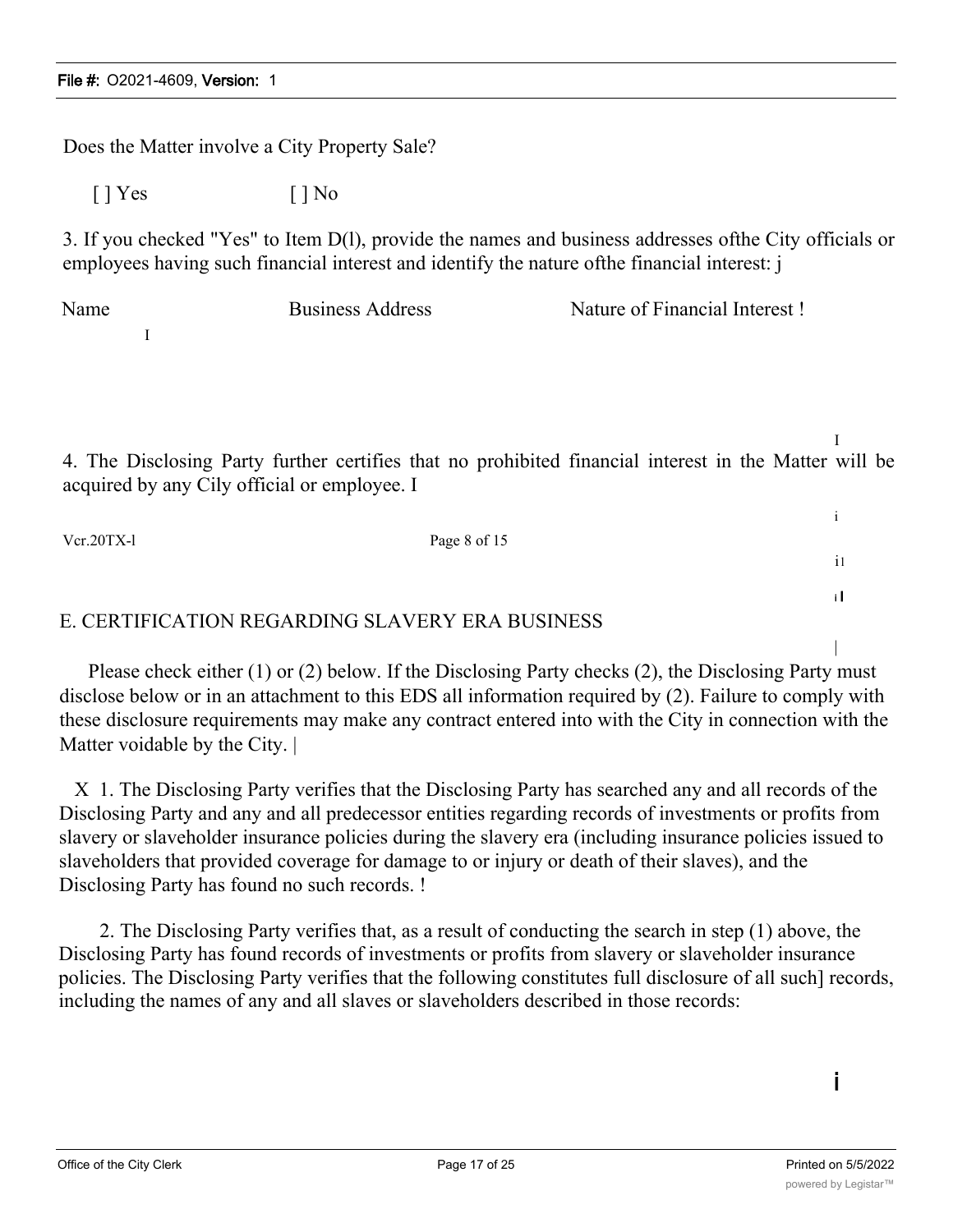Does the Matter involve a City Property Sale?

[ ] Yes [ ] No

3. If you checked "Yes" to Item D(l), provide the names and business addresses ofthe City officials or employees having such financial interest and identify the nature ofthe financial interest: j

| Name | Business Address | Nature of Financial Interest ! |
|---|---|---|
| I | | |

4. The Disclosing Party further certifies that no prohibited financial interest in the Matter will be acquired by any Cily official or employee. I

Vcr.20TX-l Page 8 of 15

## E. CERTIFICATION REGARDING SLAVERY ERA BUSINESS

Please check either (1) or (2) below. If the Disclosing Party checks (2), the Disclosing Party must disclose below or in an attachment to this EDS all information required by (2). Failure to comply with these disclosure requirements may make any contract entered into with the City in connection with the Matter voidable by the City. |

X 1. The Disclosing Party verifies that the Disclosing Party has searched any and all records of the Disclosing Party and any and all predecessor entities regarding records of investments or profits from slavery or slaveholder insurance policies during the slavery era (including insurance policies issued to slaveholders that provided coverage for damage to or injury or death of their slaves), and the Disclosing Party has found no such records. !

2. The Disclosing Party verifies that, as a result of conducting the search in step (1) above, the Disclosing Party has found records of investments or profits from slavery or slaveholder insurance policies. The Disclosing Party verifies that the following constitutes full disclosure of all such] records, including the names of any and all slaves or slaveholders described in those records: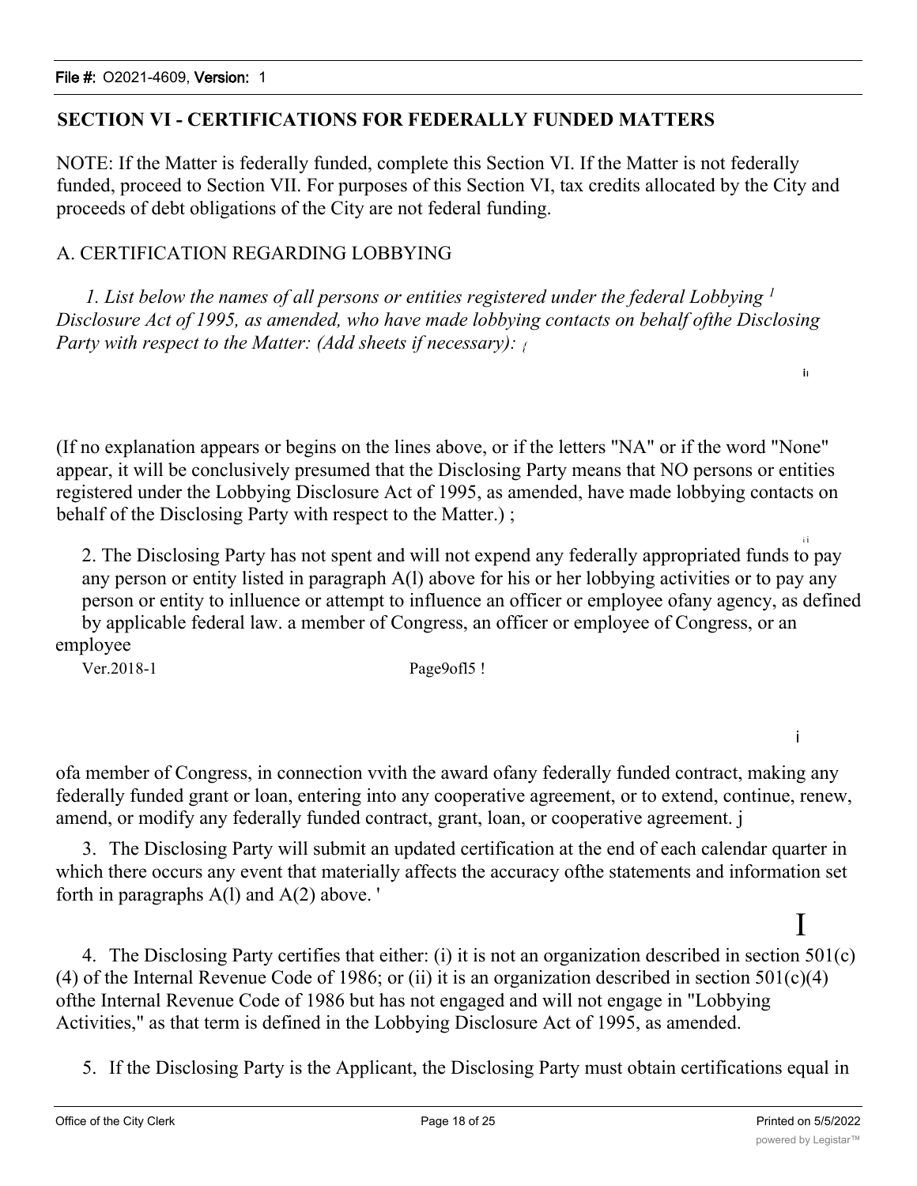## SECTION VI - CERTIFICATIONS FOR FEDERALLY FUNDED MATTERS

NOTE: If the Matter is federally funded, complete this Section VI. If the Matter is not federally funded, proceed to Section VII. For purposes of this Section VI, tax credits allocated by the City and proceeds of debt obligations of the City are not federal funding.

A. CERTIFICATION REGARDING LOBBYING

*1. List below the names of all persons or entities registered under the federal Lobbying [1] Disclosure Act of 1995, as amended, who have made lobbying contacts on behalf ofthe Disclosing Party with respect to the Matter: (Add sheets if necessary):*

(If no explanation appears or begins on the lines above, or if the letters "NA" or if the word "None" appear, it will be conclusively presumed that the Disclosing Party means that NO persons or entities registered under the Lobbying Disclosure Act of 1995, as amended, have made lobbying contacts on behalf of the Disclosing Party with respect to the Matter.) ;

2. The Disclosing Party has not spent and will not expend any federally appropriated funds to pay any person or entity listed in paragraph A(l) above for his or her lobbying activities or to pay any person or entity to inlluence or attempt to influence an officer or employee ofany agency, as defined by applicable federal law. a member of Congress, an officer or employee of Congress, or an employee ofa member of Congress, in connection vvith the award ofany federally funded contract, making any federally funded grant or loan, entering into any cooperative agreement, or to extend, continue, renew, amend, or modify any federally funded contract, grant, loan, or cooperative agreement.

3. The Disclosing Party will submit an updated certification at the end of each calendar quarter in which there occurs any event that materially affects the accuracy ofthe statements and information set forth in paragraphs A(l) and A(2) above.

4. The Disclosing Party certifies that either: (i) it is not an organization described in section 501(c)(4) of the Internal Revenue Code of 1986; or (ii) it is an organization described in section 501(c)(4) ofthe Internal Revenue Code of 1986 but has not engaged and will not engage in "Lobbying Activities," as that term is defined in the Lobbying Disclosure Act of 1995, as amended.

5. If the Disclosing Party is the Applicant, the Disclosing Party must obtain certifications equal in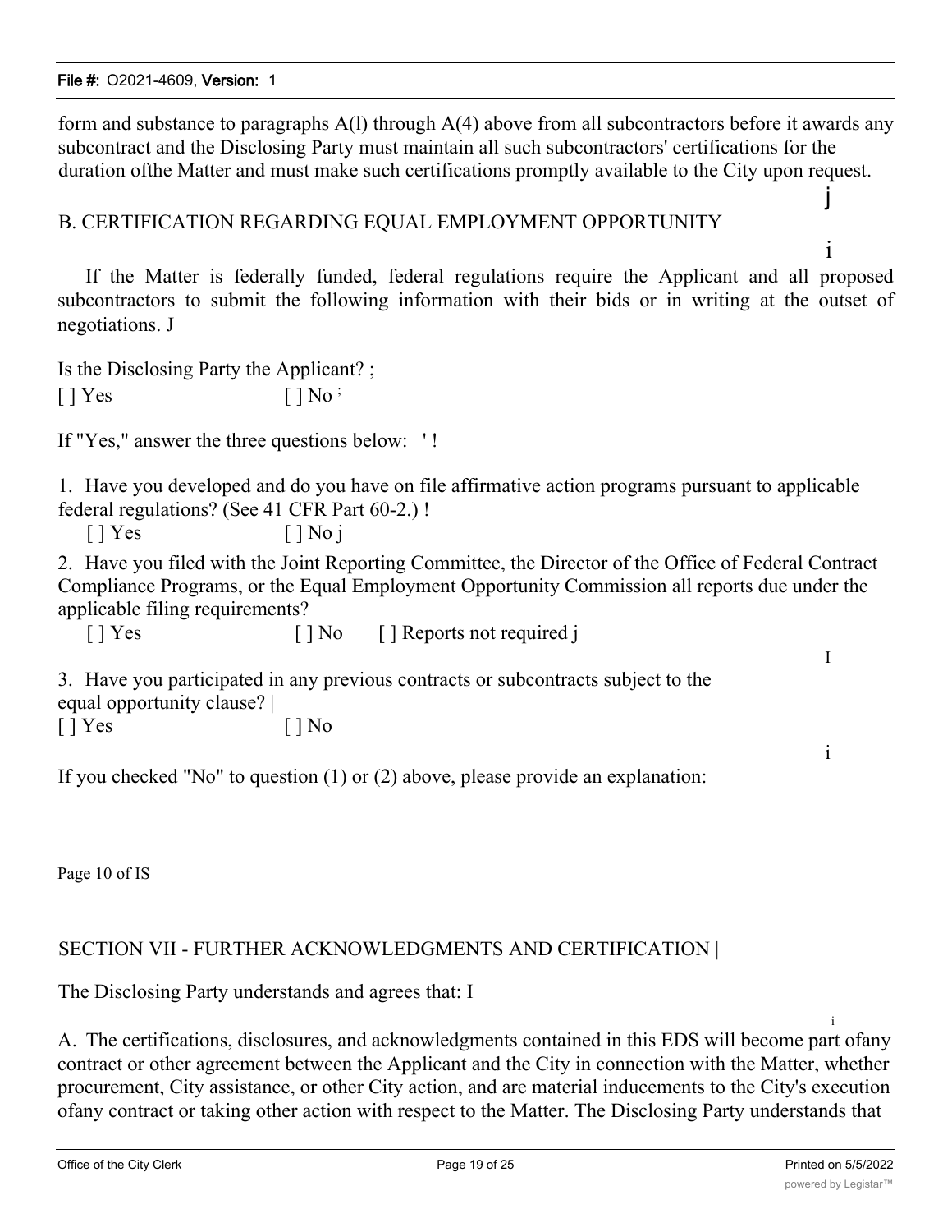form and substance to paragraphs A(l) through A(4) above from all subcontractors before it awards any subcontract and the Disclosing Party must maintain all such subcontractors' certifications for the duration ofthe Matter and must make such certifications promptly available to the City upon request.

## B. CERTIFICATION REGARDING EQUAL EMPLOYMENT OPPORTUNITY

If the Matter is federally funded, federal regulations require the Applicant and all proposed subcontractors to submit the following information with their bids or in writing at the outset of negotiations.

Is the Disclosing Party the Applicant?

[ ] Yes [ ] No

If "Yes," answer the three questions below:

1. Have you developed and do you have on file affirmative action programs pursuant to applicable federal regulations? (See 41 CFR Part 60-2.)

   [ ] Yes [ ] No

2. Have you filed with the Joint Reporting Committee, the Director of the Office of Federal Contract Compliance Programs, or the Equal Employment Opportunity Commission all reports due under the applicable filing requirements?

   [ ] Yes [ ] No [ ] Reports not required

3. Have you participated in any previous contracts or subcontracts subject to the equal opportunity clause?

   [ ] Yes [ ] No

If you checked "No" to question (1) or (2) above, please provide an explanation:

Page 10 of IS

## SECTION VII - FURTHER ACKNOWLEDGMENTS AND CERTIFICATION

The Disclosing Party understands and agrees that:

A. The certifications, disclosures, and acknowledgments contained in this EDS will become part ofany contract or other agreement between the Applicant and the City in connection with the Matter, whether procurement, City assistance, or other City action, and are material inducements to the City's execution ofany contract or taking other action with respect to the Matter. The Disclosing Party understands that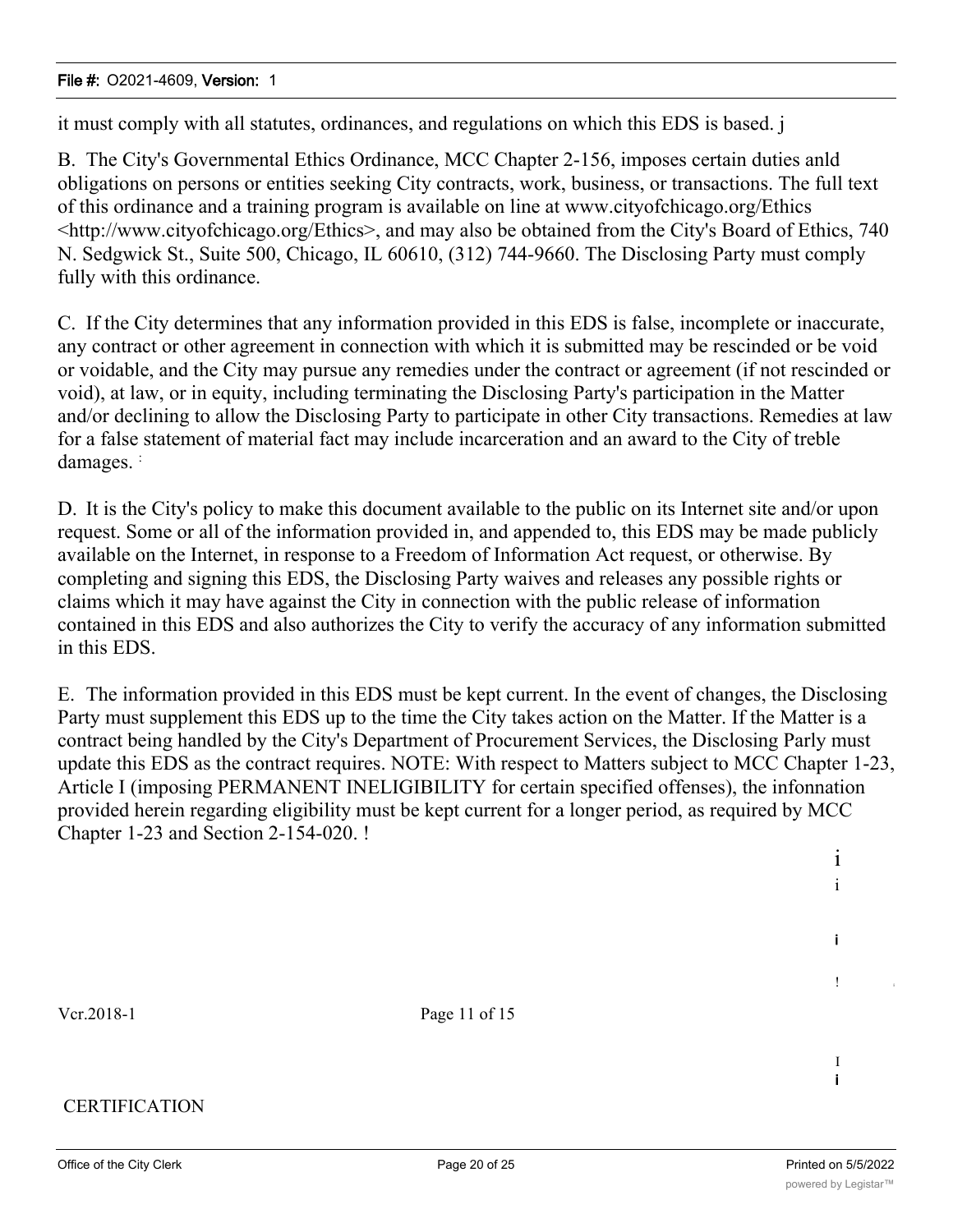it must comply with all statutes, ordinances, and regulations on which this EDS is based. j

B. The City's Governmental Ethics Ordinance, MCC Chapter 2-156, imposes certain duties anld obligations on persons or entities seeking City contracts, work, business, or transactions. The full text of this ordinance and a training program is available on line at www.cityofchicago.org/Ethics <http://www.cityofchicago.org/Ethics>, and may also be obtained from the City's Board of Ethics, 740 N. Sedgwick St., Suite 500, Chicago, IL 60610, (312) 744-9660. The Disclosing Party must comply fully with this ordinance.

C. If the City determines that any information provided in this EDS is false, incomplete or inaccurate, any contract or other agreement in connection with which it is submitted may be rescinded or be void or voidable, and the City may pursue any remedies under the contract or agreement (if not rescinded or void), at law, or in equity, including terminating the Disclosing Party's participation in the Matter and/or declining to allow the Disclosing Party to participate in other City transactions. Remedies at law for a false statement of material fact may include incarceration and an award to the City of treble damages.

D. It is the City's policy to make this document available to the public on its Internet site and/or upon request. Some or all of the information provided in, and appended to, this EDS may be made publicly available on the Internet, in response to a Freedom of Information Act request, or otherwise. By completing and signing this EDS, the Disclosing Party waives and releases any possible rights or claims which it may have against the City in connection with the public release of information contained in this EDS and also authorizes the City to verify the accuracy of any information submitted in this EDS.

E. The information provided in this EDS must be kept current. In the event of changes, the Disclosing Party must supplement this EDS up to the time the City takes action on the Matter. If the Matter is a contract being handled by the City's Department of Procurement Services, the Disclosing Parly must update this EDS as the contract requires. NOTE: With respect to Matters subject to MCC Chapter 1-23, Article I (imposing PERMANENT INELIGIBILITY for certain specified offenses), the infonnation provided herein regarding eligibility must be kept current for a longer period, as required by MCC Chapter 1-23 and Section 2-154-020. !

Vcr.2018-1 Page 11 of 15

CERTIFICATION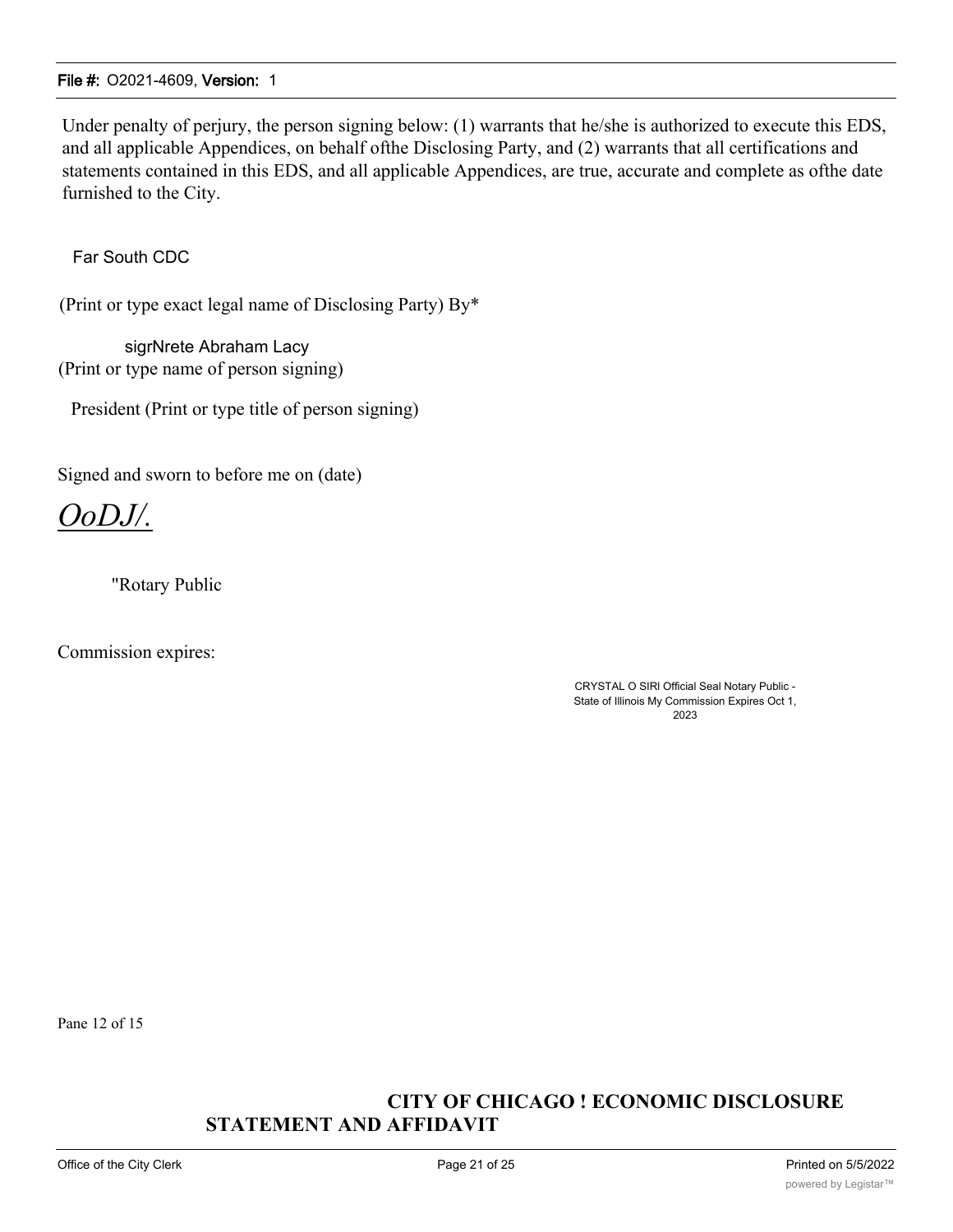Under penalty of perjury, the person signing below: (1) warrants that he/she is authorized to execute this EDS, and all applicable Appendices, on behalf ofthe Disclosing Party, and (2) warrants that all certifications and statements contained in this EDS, and all applicable Appendices, are true, accurate and complete as ofthe date furnished to the City.

Far South CDC

(Print or type exact legal name of Disclosing Party) By*

sigrNrete Abraham Lacy
(Print or type name of person signing)

President (Print or type title of person signing)

Signed and sworn to before me on (date)

*OoDJ/.*

"Rotary Public

Commission expires:

CRYSTAL O SIRI Official Seal Notary Public - State of Illinois My Commission Expires Oct 1, 2023

Pane 12 of 15

**CITY OF CHICAGO ! ECONOMIC DISCLOSURE STATEMENT AND AFFIDAVIT**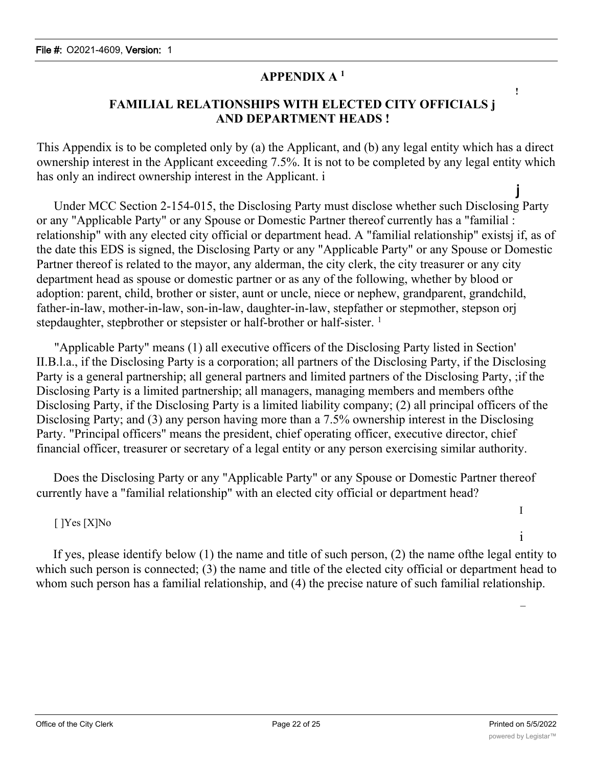# APPENDIX A [1]

## FAMILIAL RELATIONSHIPS WITH ELECTED CITY OFFICIALS j AND DEPARTMENT HEADS !

This Appendix is to be completed only by (a) the Applicant, and (b) any legal entity which has a direct ownership interest in the Applicant exceeding 7.5%. It is not to be completed by any legal entity which has only an indirect ownership interest in the Applicant. i

Under MCC Section 2-154-015, the Disclosing Party must disclose whether such Disclosing Party or any "Applicable Party" or any Spouse or Domestic Partner thereof currently has a "familial : relationship" with any elected city official or department head. A "familial relationship" existsj if, as of the date this EDS is signed, the Disclosing Party or any "Applicable Party" or any Spouse or Domestic Partner thereof is related to the mayor, any alderman, the city clerk, the city treasurer or any city department head as spouse or domestic partner or as any of the following, whether by blood or adoption: parent, child, brother or sister, aunt or uncle, niece or nephew, grandparent, grandchild, father-in-law, mother-in-law, son-in-law, daughter-in-law, stepfather or stepmother, stepson orj stepdaughter, stepbrother or stepsister or half-brother or half-sister. [1]

"Applicable Party" means (1) all executive officers of the Disclosing Party listed in Section' II.B.l.a., if the Disclosing Party is a corporation; all partners of the Disclosing Party, if the Disclosing Party is a general partnership; all general partners and limited partners of the Disclosing Party, ;if the Disclosing Party is a limited partnership; all managers, managing members and members ofthe Disclosing Party, if the Disclosing Party is a limited liability company; (2) all principal officers of the Disclosing Party; and (3) any person having more than a 7.5% ownership interest in the Disclosing Party. "Principal officers" means the president, chief operating officer, executive director, chief financial officer, treasurer or secretary of a legal entity or any person exercising similar authority.

Does the Disclosing Party or any "Applicable Party" or any Spouse or Domestic Partner thereof currently have a "familial relationship" with an elected city official or department head?

[ ]Yes [X]No

If yes, please identify below (1) the name and title of such person, (2) the name ofthe legal entity to which such person is connected; (3) the name and title of the elected city official or department head to whom such person has a familial relationship, and (4) the precise nature of such familial relationship.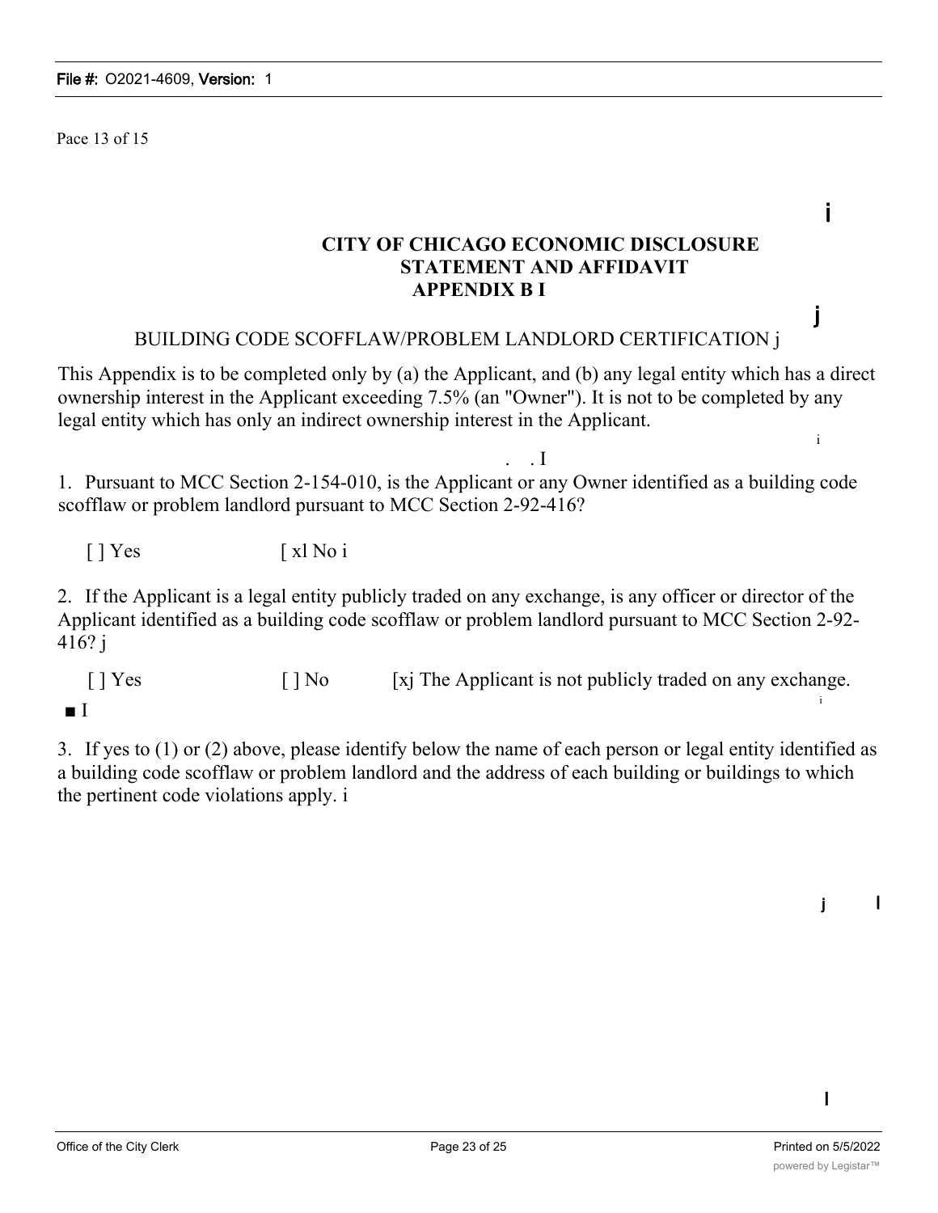Pace 13 of 15

# CITY OF CHICAGO ECONOMIC DISCLOSURE STATEMENT AND AFFIDAVIT APPENDIX B I

BUILDING CODE SCOFFLAW/PROBLEM LANDLORD CERTIFICATION j

This Appendix is to be completed only by (a) the Applicant, and (b) any legal entity which has a direct ownership interest in the Applicant exceeding 7.5% (an "Owner"). It is not to be completed by any legal entity which has only an indirect ownership interest in the Applicant.

1. Pursuant to MCC Section 2-154-010, is the Applicant or any Owner identified as a building code scofflaw or problem landlord pursuant to MCC Section 2-92-416?

[ ] Yes [ xl No i

2. If the Applicant is a legal entity publicly traded on any exchange, is any officer or director of the Applicant identified as a building code scofflaw or problem landlord pursuant to MCC Section 2-92-416? j

[ ] Yes [ ] No [xj The Applicant is not publicly traded on any exchange.

3. If yes to (1) or (2) above, please identify below the name of each person or legal entity identified as a building code scofflaw or problem landlord and the address of each building or buildings to which the pertinent code violations apply. i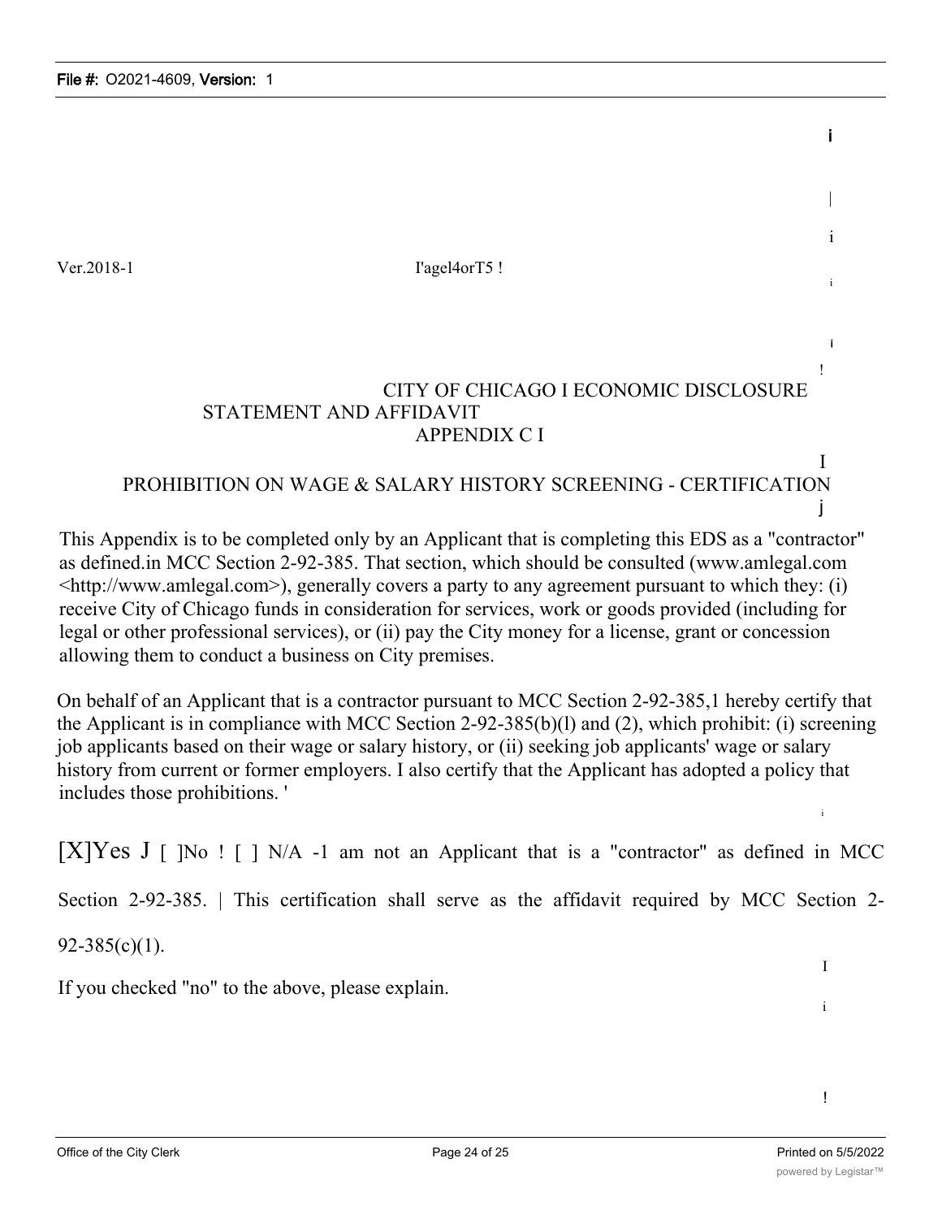Ver.2018-1 I'agel4orT5 !

CITY OF CHICAGO I ECONOMIC DISCLOSURE STATEMENT AND AFFIDAVIT
APPENDIX C I

PROHIBITION ON WAGE & SALARY HISTORY SCREENING - CERTIFICATION

This Appendix is to be completed only by an Applicant that is completing this EDS as a "contractor" as defined.in MCC Section 2-92-385. That section, which should be consulted (www.amlegal.com <http://www.amlegal.com>), generally covers a party to any agreement pursuant to which they: (i) receive City of Chicago funds in consideration for services, work or goods provided (including for legal or other professional services), or (ii) pay the City money for a license, grant or concession allowing them to conduct a business on City premises.

On behalf of an Applicant that is a contractor pursuant to MCC Section 2-92-385,1 hereby certify that the Applicant is in compliance with MCC Section 2-92-385(b)(l) and (2), which prohibit: (i) screening job applicants based on their wage or salary history, or (ii) seeking job applicants' wage or salary history from current or former employers. I also certify that the Applicant has adopted a policy that includes those prohibitions. '

[X]Yes J [ ]No ! [ ] N/A -1 am not an Applicant that is a "contractor" as defined in MCC Section 2-92-385. | This certification shall serve as the affidavit required by MCC Section 2-92-385(c)(1).

If you checked "no" to the above, please explain.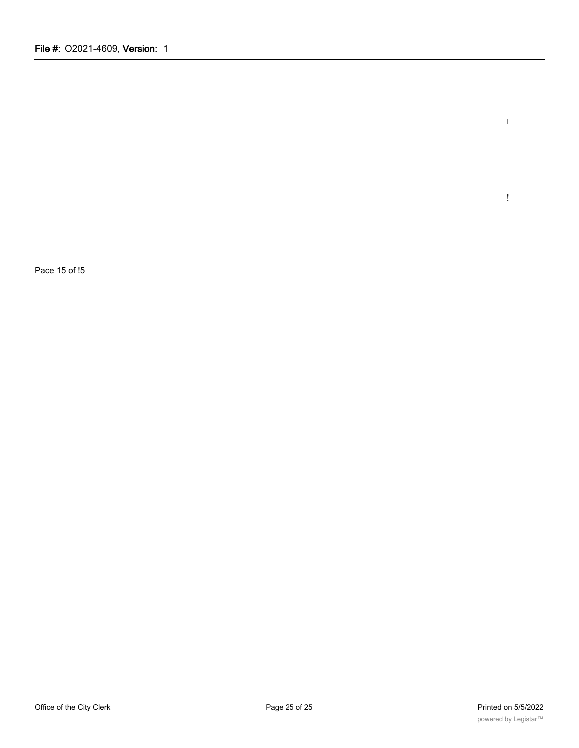I

!

Pace 15 of !5